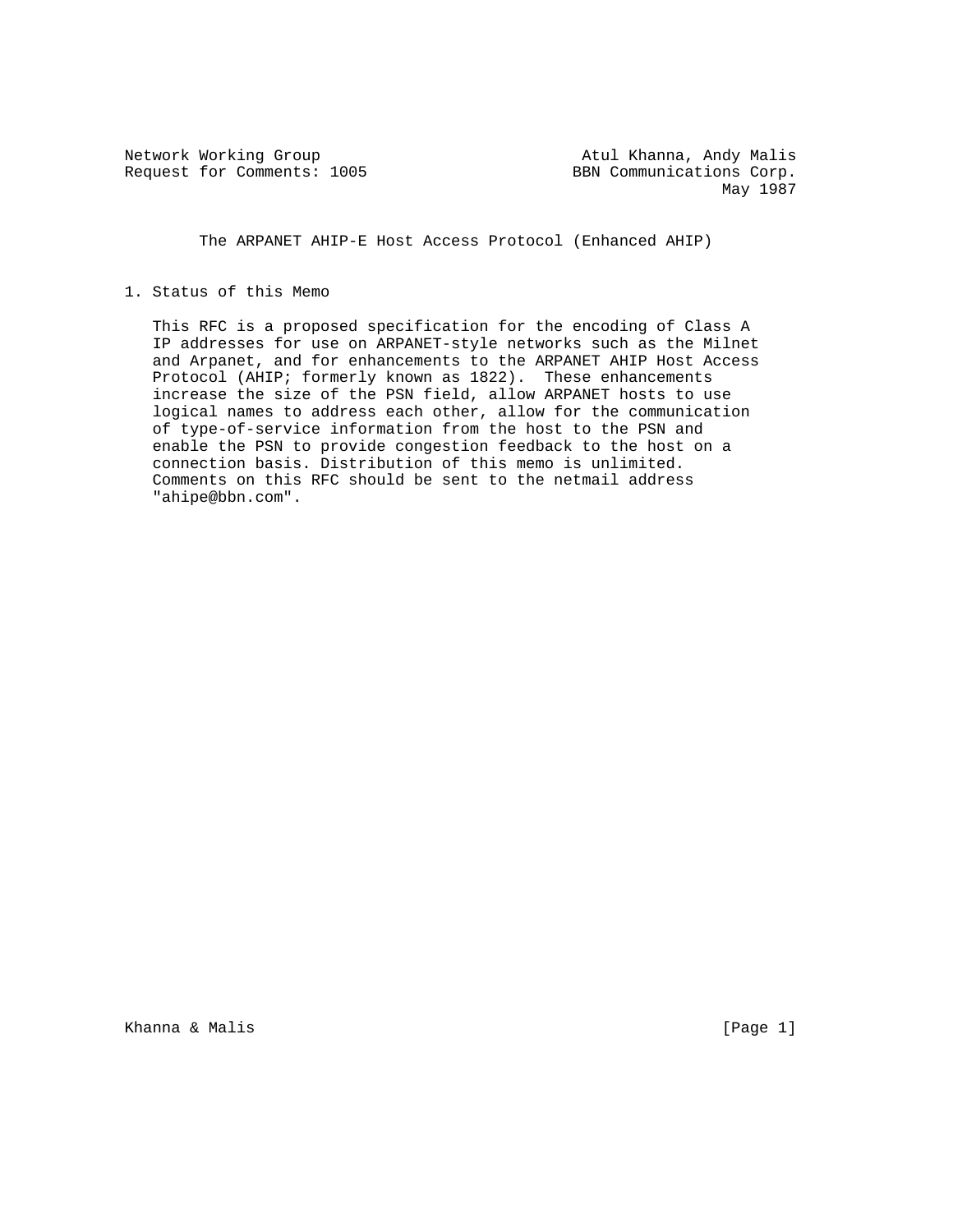Network Working Group  
Request for Comments: 1005

Atul Khanna, Andy Malis  
BBN Communications Corp.  
May 1987

# The ARPANET AHIP-E Host Access Protocol (Enhanced AHIP)

## 1. Status of this Memo

This RFC is a proposed specification for the encoding of Class A IP addresses for use on ARPANET-style networks such as the Milnet and Arpanet, and for enhancements to the ARPANET AHIP Host Access Protocol (AHIP; formerly known as 1822). These enhancements increase the size of the PSN field, allow ARPANET hosts to use logical names to address each other, allow for the communication of type-of-service information from the host to the PSN and enable the PSN to provide congestion feedback to the host on a connection basis. Distribution of this memo is unlimited. Comments on this RFC should be sent to the netmail address "ahipe@bbn.com".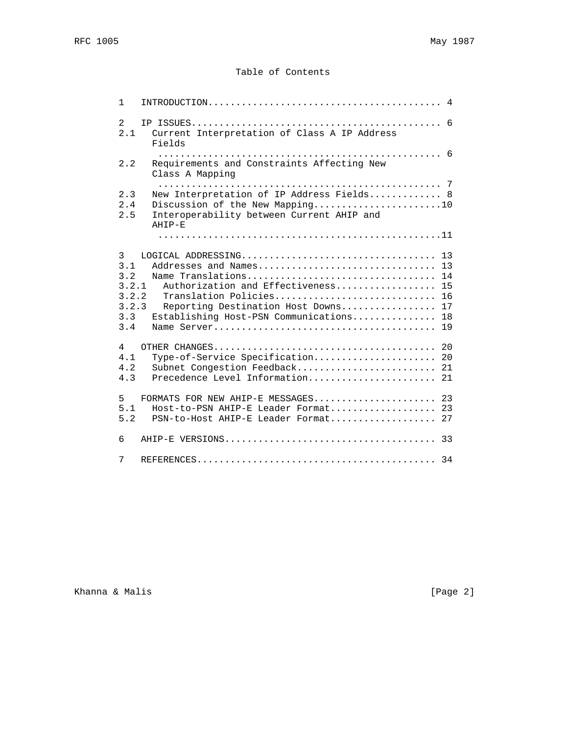# Table of Contents

```
1    INTRODUCTION.......................................... 4

2    IP ISSUES............................................. 6
2.1    Current Interpretation of Class A IP Address
         Fields
         .................................................. 6
2.2    Requirements and Constraints Affecting New
         Class A Mapping
         .................................................. 7
2.3    New Interpretation of IP Address Fields............. 8
2.4    Discussion of the New Mapping.......................10
2.5    Interoperability between Current AHIP and
         AHIP-E
         ..................................................11

3    LOGICAL ADDRESSING................................... 13
3.1    Addresses and Names................................ 13
3.2    Name Translations.................................. 14
3.2.1    Authorization and Effectiveness.................. 15
3.2.2    Translation Policies............................. 16
3.2.3    Reporting Destination Host Downs................. 17
3.3    Establishing Host-PSN Communications............... 18
3.4    Name Server........................................ 19

4    OTHER CHANGES........................................ 20
4.1    Type-of-Service Specification...................... 20
4.2    Subnet Congestion Feedback......................... 21
4.3    Precedence Level Information....................... 21

5    FORMATS FOR NEW AHIP-E MESSAGES...................... 23
5.1    Host-to-PSN AHIP-E Leader Format................... 23
5.2    PSN-to-Host AHIP-E Leader Format................... 27

6    AHIP-E VERSIONS...................................... 33

7    REFERENCES........................................... 34
```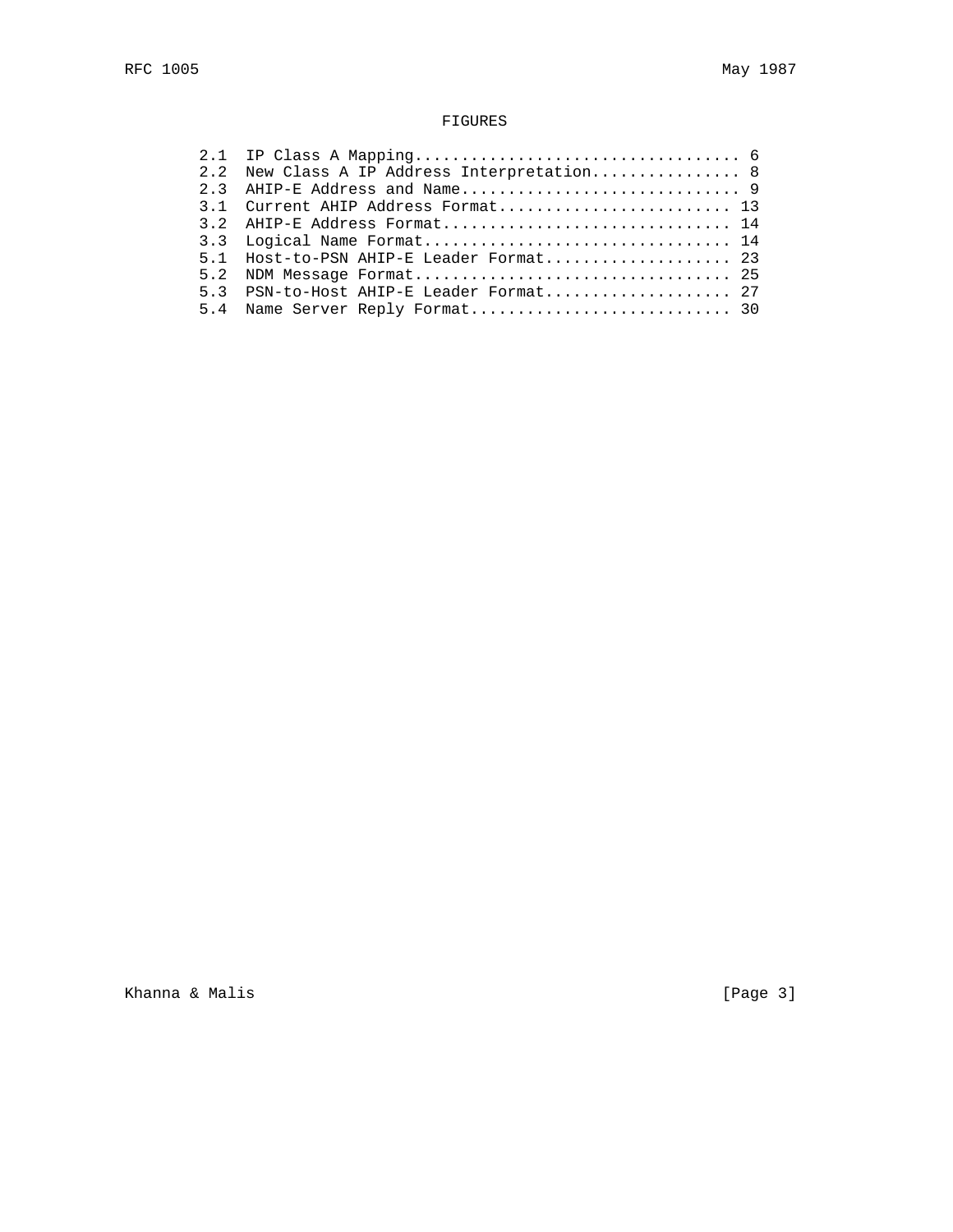## FIGURES

```
2.1  IP Class A Mapping................................... 6
2.2  New Class A IP Address Interpretation................ 8
2.3  AHIP-E Address and Name.............................. 9
3.1  Current AHIP Address Format......................... 13
3.2  AHIP-E Address Format............................... 14
3.3  Logical Name Format................................. 14
5.1  Host-to-PSN AHIP-E Leader Format.................... 23
5.2  NDM Message Format.................................. 25
5.3  PSN-to-Host AHIP-E Leader Format.................... 27
5.4  Name Server Reply Format............................ 30
```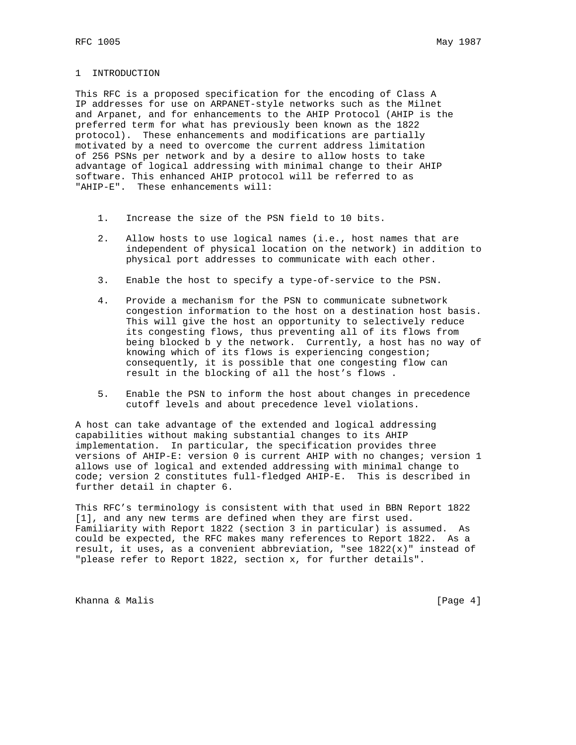# 1 INTRODUCTION

This RFC is a proposed specification for the encoding of Class A IP addresses for use on ARPANET-style networks such as the Milnet and Arpanet, and for enhancements to the AHIP Protocol (AHIP is the preferred term for what has previously been known as the 1822 protocol). These enhancements and modifications are partially motivated by a need to overcome the current address limitation of 256 PSNs per network and by a desire to allow hosts to take advantage of logical addressing with minimal change to their AHIP software. This enhanced AHIP protocol will be referred to as "AHIP-E". These enhancements will:

1. Increase the size of the PSN field to 10 bits.
2. Allow hosts to use logical names (i.e., host names that are independent of physical location on the network) in addition to physical port addresses to communicate with each other.
3. Enable the host to specify a type-of-service to the PSN.
4. Provide a mechanism for the PSN to communicate subnetwork congestion information to the host on a destination host basis. This will give the host an opportunity to selectively reduce its congesting flows, thus preventing all of its flows from being blocked b y the network. Currently, a host has no way of knowing which of its flows is experiencing congestion; consequently, it is possible that one congesting flow can result in the blocking of all the host's flows .
5. Enable the PSN to inform the host about changes in precedence cutoff levels and about precedence level violations.

A host can take advantage of the extended and logical addressing capabilities without making substantial changes to its AHIP implementation. In particular, the specification provides three versions of AHIP-E: version 0 is current AHIP with no changes; version 1 allows use of logical and extended addressing with minimal change to code; version 2 constitutes full-fledged AHIP-E. This is described in further detail in chapter 6.

This RFC's terminology is consistent with that used in BBN Report 1822 [1], and any new terms are defined when they are first used. Familiarity with Report 1822 (section 3 in particular) is assumed. As could be expected, the RFC makes many references to Report 1822. As a result, it uses, as a convenient abbreviation, "see 1822(x)" instead of "please refer to Report 1822, section x, for further details".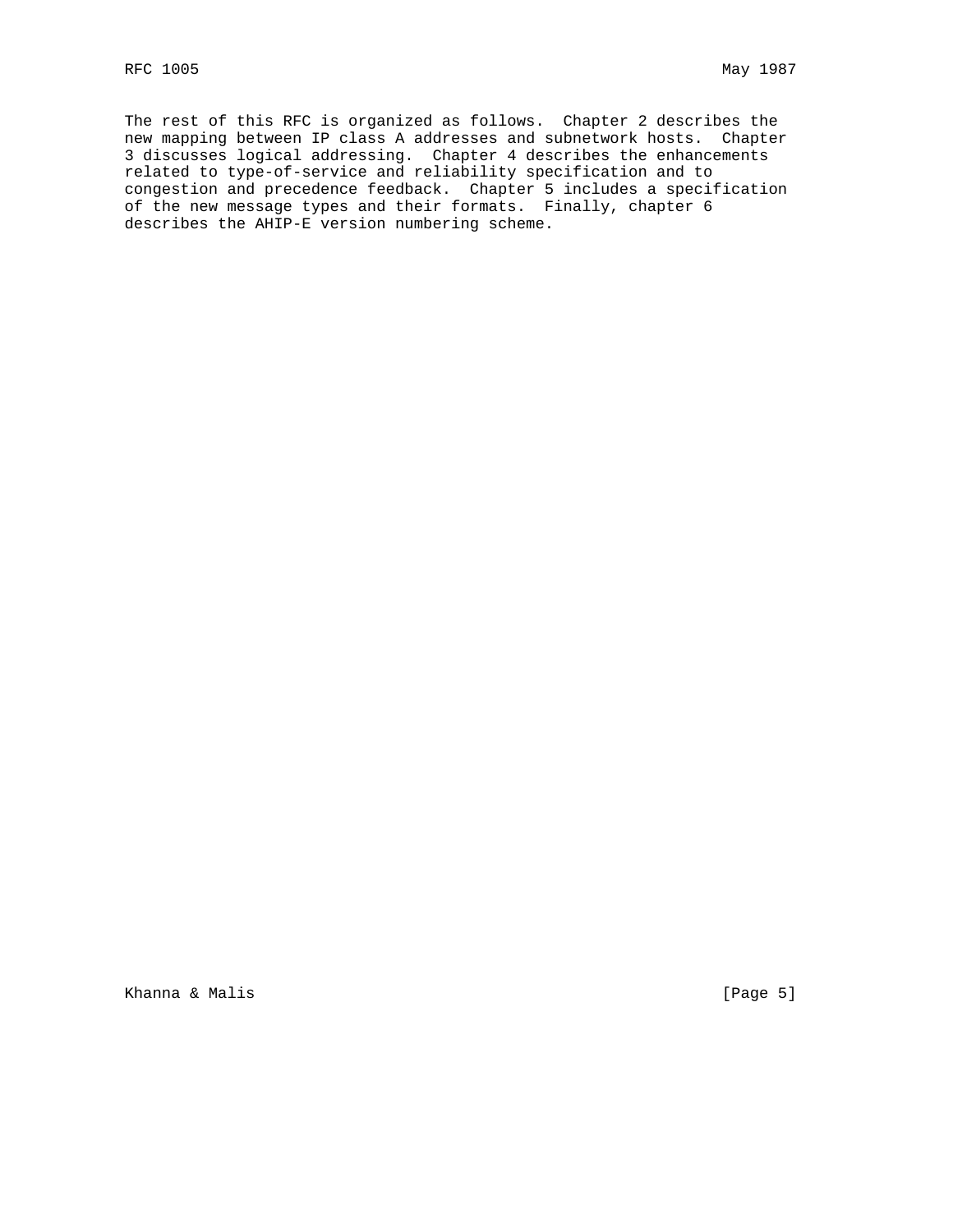The rest of this RFC is organized as follows. Chapter 2 describes the new mapping between IP class A addresses and subnetwork hosts. Chapter 3 discusses logical addressing. Chapter 4 describes the enhancements related to type-of-service and reliability specification and to congestion and precedence feedback. Chapter 5 includes a specification of the new message types and their formats. Finally, chapter 6 describes the AHIP-E version numbering scheme.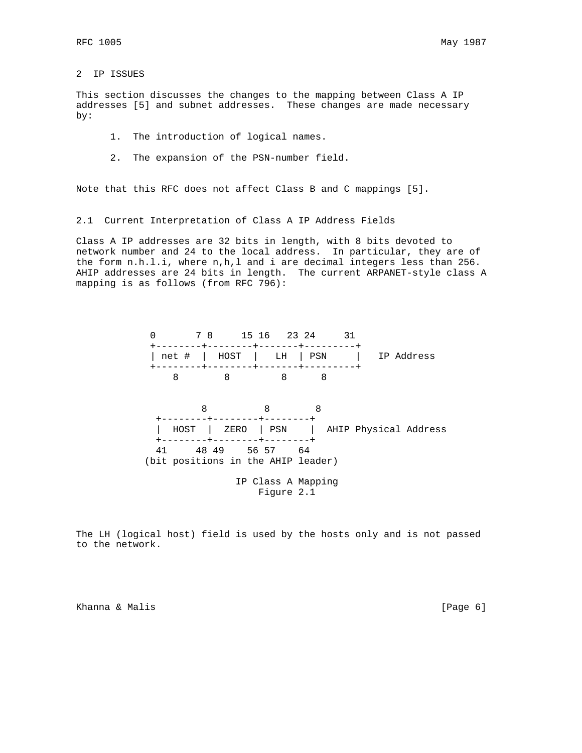## 2 IP ISSUES

This section discusses the changes to the mapping between Class A IP addresses [5] and subnet addresses. These changes are made necessary by:

1. The introduction of logical names.

2. The expansion of the PSN-number field.

Note that this RFC does not affect Class B and C mappings [5].

### 2.1 Current Interpretation of Class A IP Address Fields

Class A IP addresses are 32 bits in length, with 8 bits devoted to network number and 24 to the local address. In particular, they are of the form n.h.l.i, where n,h,l and i are decimal integers less than 256. AHIP addresses are 24 bits in length. The current ARPANET-style class A mapping is as follows (from RFC 796):

```
      0       7 8     15 16   23 24     31
      +--------+--------+-------+---------+
      | net #  |  HOST  |   LH  | PSN     |   IP Address
      +--------+--------+-------+---------+
          8        8         8      8


             8          8        8
       +--------+--------+--------+
       |  HOST  |  ZERO  | PSN    |  AHIP Physical Address
       +--------+--------+--------+
       41     48 49    56 57    64
     (bit positions in the AHIP leader)

                    IP Class A Mapping
                        Figure 2.1
```

The LH (logical host) field is used by the hosts only and is not passed to the network.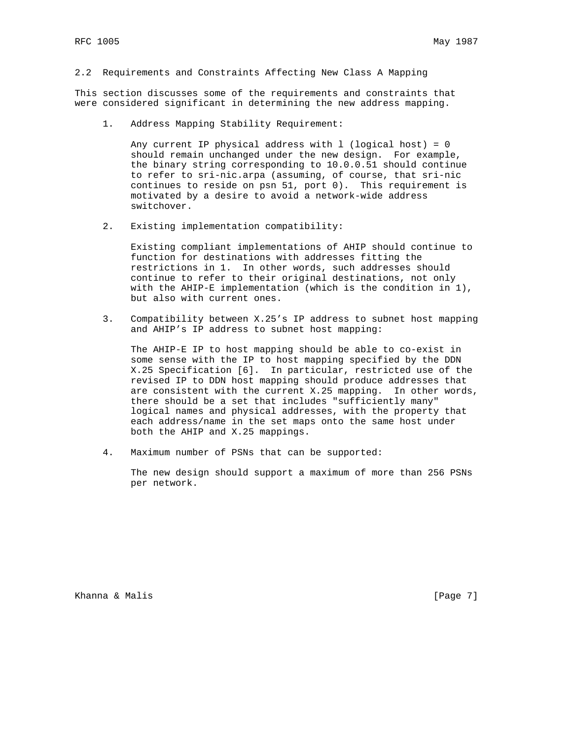## 2.2 Requirements and Constraints Affecting New Class A Mapping

This section discusses some of the requirements and constraints that were considered significant in determining the new address mapping.

1. Address Mapping Stability Requirement:

   Any current IP physical address with l (logical host) = 0 should remain unchanged under the new design. For example, the binary string corresponding to 10.0.0.51 should continue to refer to sri-nic.arpa (assuming, of course, that sri-nic continues to reside on psn 51, port 0). This requirement is motivated by a desire to avoid a network-wide address switchover.

2. Existing implementation compatibility:

   Existing compliant implementations of AHIP should continue to function for destinations with addresses fitting the restrictions in 1. In other words, such addresses should continue to refer to their original destinations, not only with the AHIP-E implementation (which is the condition in 1), but also with current ones.

3. Compatibility between X.25's IP address to subnet host mapping and AHIP's IP address to subnet host mapping:

   The AHIP-E IP to host mapping should be able to co-exist in some sense with the IP to host mapping specified by the DDN X.25 Specification [6]. In particular, restricted use of the revised IP to DDN host mapping should produce addresses that are consistent with the current X.25 mapping. In other words, there should be a set that includes "sufficiently many" logical names and physical addresses, with the property that each address/name in the set maps onto the same host under both the AHIP and X.25 mappings.

4. Maximum number of PSNs that can be supported:

   The new design should support a maximum of more than 256 PSNs per network.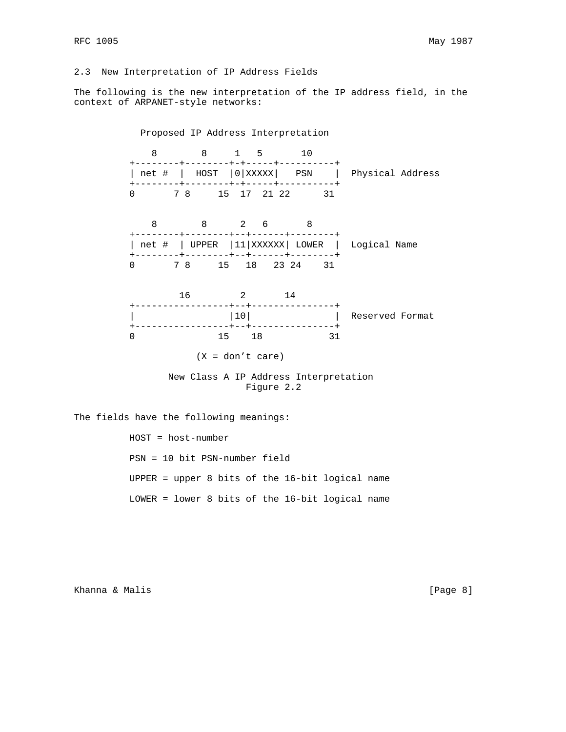## 2.3 New Interpretation of IP Address Fields

The following is the new interpretation of the IP address field, in the context of ARPANET-style networks:

```
             Proposed IP Address Interpretation

            8        8     1   5       10
         +--------+--------+-+-----+----------+
         | net #  |  HOST  |0|XXXXX|   PSN    |  Physical Address
         +--------+--------+-+-----+----------+
         0       7 8     15  17  21 22      31

            8        8      2   6       8
         +--------+--------+--+------+--------+
         | net #  | UPPER  |11|XXXXXX| LOWER  |  Logical Name
         +--------+--------+--+------+--------+
         0       7 8     15   18   23 24    31

                 16         2       14
         +-----------------+--+---------------+
         |                 |10|               |  Reserved Format
         +-----------------+--+---------------+
         0               15    18           31

                    (X = don't care)

               New Class A IP Address Interpretation
                            Figure 2.2
```

The fields have the following meanings:

HOST = host-number

PSN = 10 bit PSN-number field

UPPER = upper 8 bits of the 16-bit logical name

LOWER = lower 8 bits of the 16-bit logical name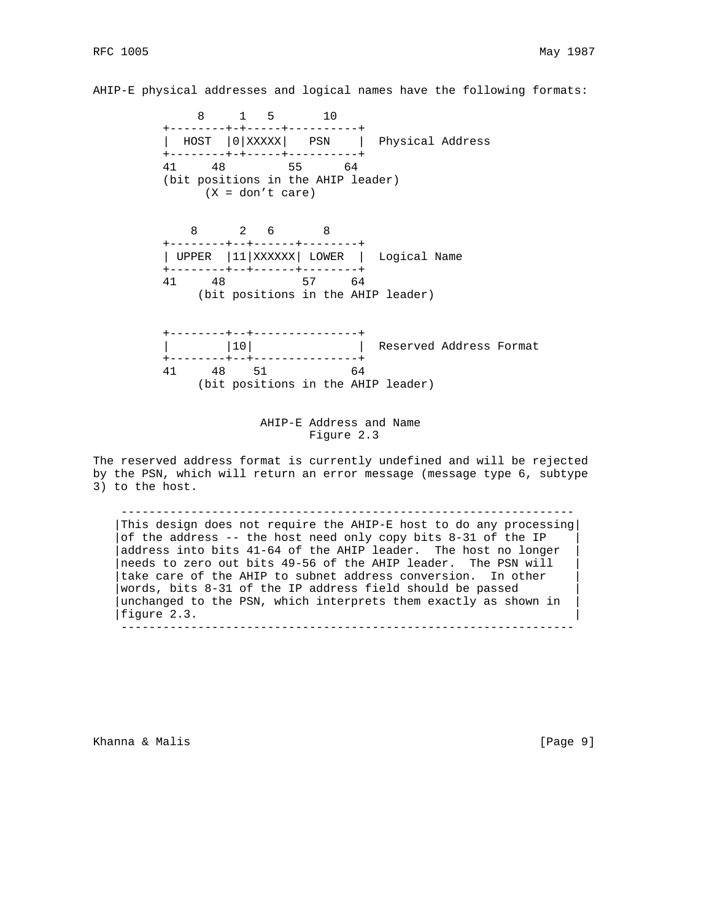AHIP-E physical addresses and logical names have the following formats:

```
     8     1   5       10
+--------+-+-----+----------+
|  HOST  |0|XXXXX|   PSN    |  Physical Address
+--------+-+-----+----------+
41     48         55      64
(bit positions in the AHIP leader)
      (X = don't care)


    8      2   6       8
+--------+--+------+--------+
| UPPER  |11|XXXXXX| LOWER  |  Logical Name
+--------+--+------+--------+
41     48           57     64
     (bit positions in the AHIP leader)


+--------+--+---------------+
|        |10|               |  Reserved Address Format
+--------+--+---------------+
41     48    51            64
     (bit positions in the AHIP leader)
```

AHIP-E Address and Name
Figure 2.3

The reserved address format is currently undefined and will be rejected by the PSN, which will return an error message (message type 6, subtype 3) to the host.

```
 ---------------------------------------------------------------
|This design does not require the AHIP-E host to do any processing|
|of the address -- the host need only copy bits 8-31 of the IP    |
|address into bits 41-64 of the AHIP leader.  The host no longer  |
|needs to zero out bits 49-56 of the AHIP leader.  The PSN will   |
|take care of the AHIP to subnet address conversion.  In other    |
|words, bits 8-31 of the IP address field should be passed       |
|unchanged to the PSN, which interprets them exactly as shown in  |
|figure 2.3.                                                      |
 ---------------------------------------------------------------
```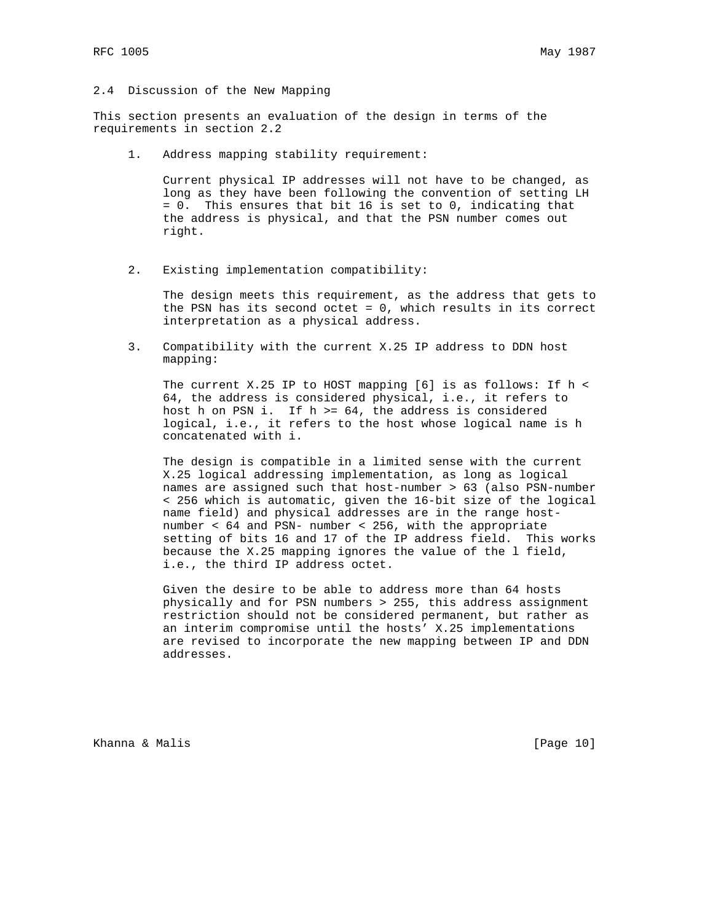## 2.4 Discussion of the New Mapping

This section presents an evaluation of the design in terms of the requirements in section 2.2

1. Address mapping stability requirement:

   Current physical IP addresses will not have to be changed, as long as they have been following the convention of setting LH = 0. This ensures that bit 16 is set to 0, indicating that the address is physical, and that the PSN number comes out right.

2. Existing implementation compatibility:

   The design meets this requirement, as the address that gets to the PSN has its second octet = 0, which results in its correct interpretation as a physical address.

3. Compatibility with the current X.25 IP address to DDN host mapping:

   The current X.25 IP to HOST mapping [6] is as follows: If h < 64, the address is considered physical, i.e., it refers to host h on PSN i. If h >= 64, the address is considered logical, i.e., it refers to the host whose logical name is h concatenated with i.

   The design is compatible in a limited sense with the current X.25 logical addressing implementation, as long as logical names are assigned such that host-number > 63 (also PSN-number < 256 which is automatic, given the 16-bit size of the logical name field) and physical addresses are in the range host-number < 64 and PSN- number < 256, with the appropriate setting of bits 16 and 17 of the IP address field. This works because the X.25 mapping ignores the value of the l field, i.e., the third IP address octet.

   Given the desire to be able to address more than 64 hosts physically and for PSN numbers > 255, this address assignment restriction should not be considered permanent, but rather as an interim compromise until the hosts' X.25 implementations are revised to incorporate the new mapping between IP and DDN addresses.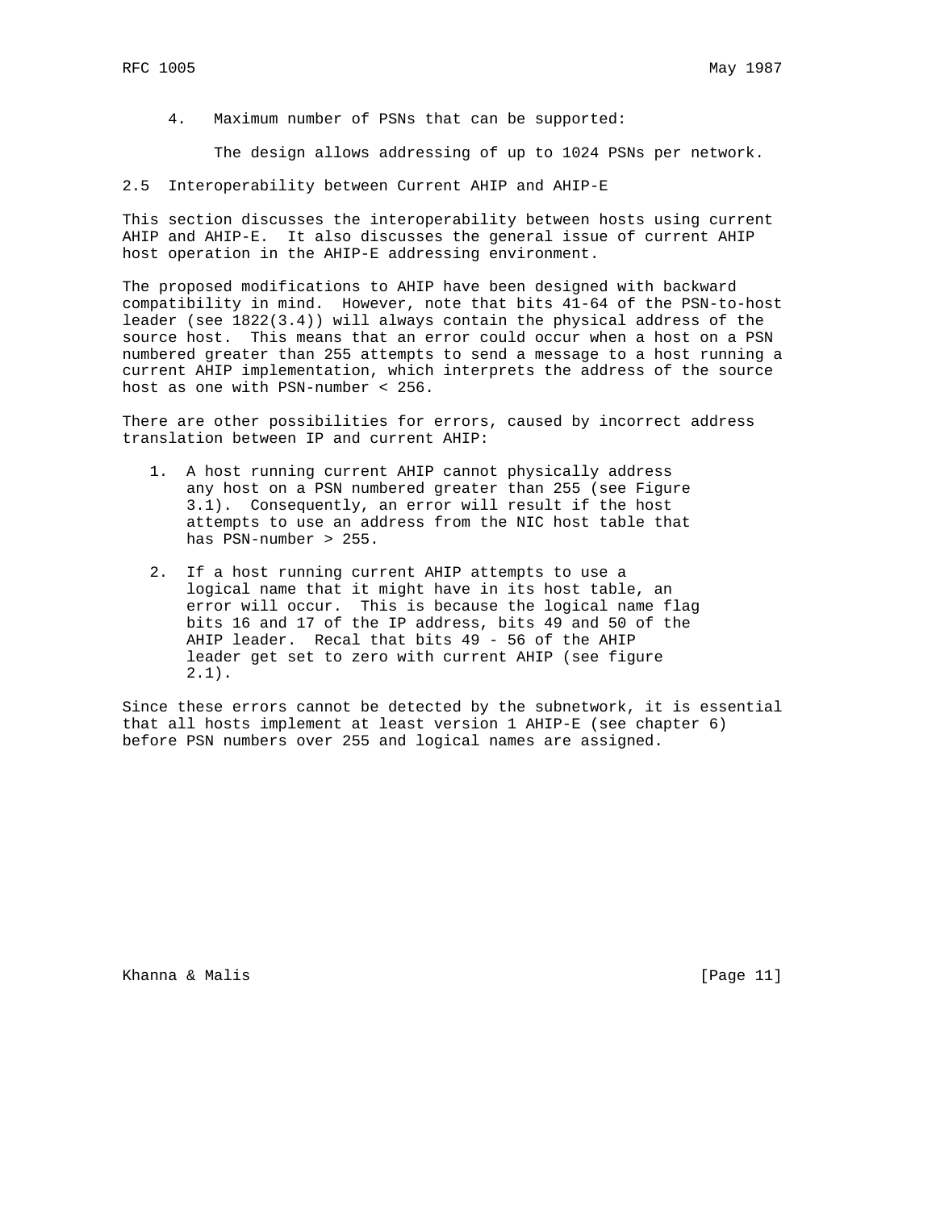4. Maximum number of PSNs that can be supported:

   The design allows addressing of up to 1024 PSNs per network.

## 2.5 Interoperability between Current AHIP and AHIP-E

This section discusses the interoperability between hosts using current AHIP and AHIP-E. It also discusses the general issue of current AHIP host operation in the AHIP-E addressing environment.

The proposed modifications to AHIP have been designed with backward compatibility in mind. However, note that bits 41-64 of the PSN-to-host leader (see 1822(3.4)) will always contain the physical address of the source host. This means that an error could occur when a host on a PSN numbered greater than 255 attempts to send a message to a host running a current AHIP implementation, which interprets the address of the source host as one with PSN-number < 256.

There are other possibilities for errors, caused by incorrect address translation between IP and current AHIP:

1. A host running current AHIP cannot physically address any host on a PSN numbered greater than 255 (see Figure 3.1). Consequently, an error will result if the host attempts to use an address from the NIC host table that has PSN-number > 255.

2. If a host running current AHIP attempts to use a logical name that it might have in its host table, an error will occur. This is because the logical name flag bits 16 and 17 of the IP address, bits 49 and 50 of the AHIP leader. Recal that bits 49 - 56 of the AHIP leader get set to zero with current AHIP (see figure 2.1).

Since these errors cannot be detected by the subnetwork, it is essential that all hosts implement at least version 1 AHIP-E (see chapter 6) before PSN numbers over 255 and logical names are assigned.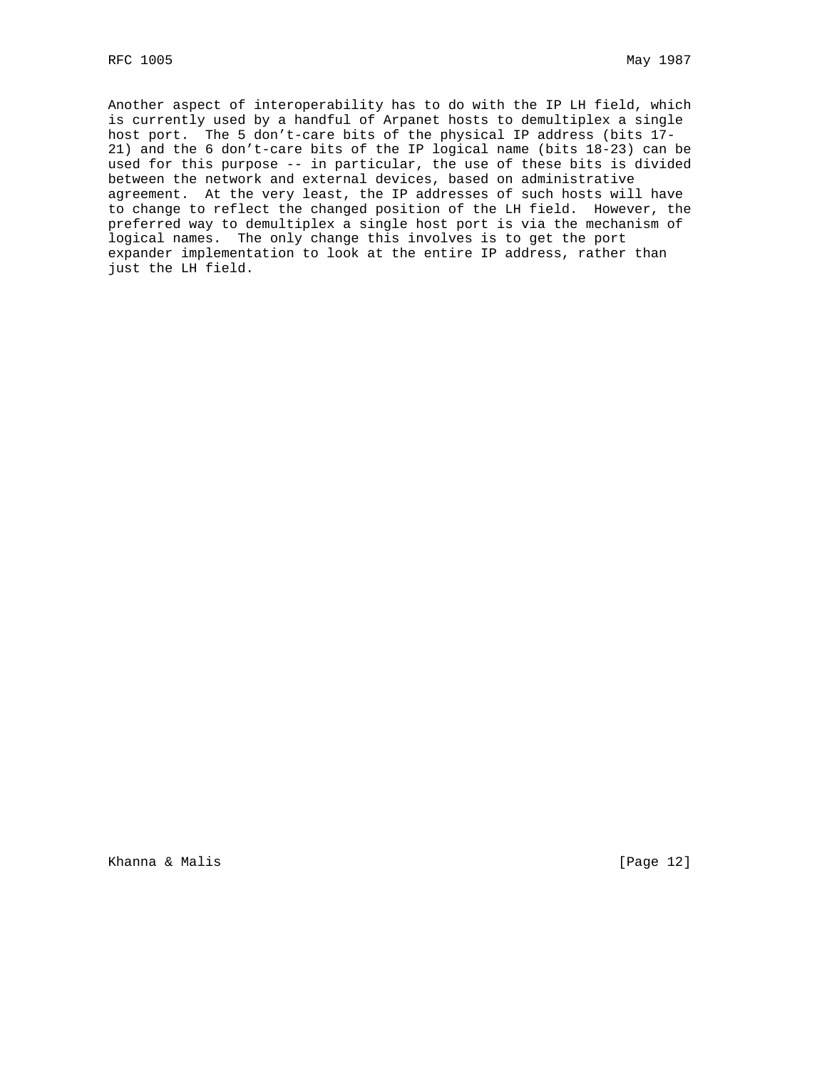Another aspect of interoperability has to do with the IP LH field, which is currently used by a handful of Arpanet hosts to demultiplex a single host port. The 5 don't-care bits of the physical IP address (bits 17-21) and the 6 don't-care bits of the IP logical name (bits 18-23) can be used for this purpose -- in particular, the use of these bits is divided between the network and external devices, based on administrative agreement. At the very least, the IP addresses of such hosts will have to change to reflect the changed position of the LH field. However, the preferred way to demultiplex a single host port is via the mechanism of logical names. The only change this involves is to get the port expander implementation to look at the entire IP address, rather than just the LH field.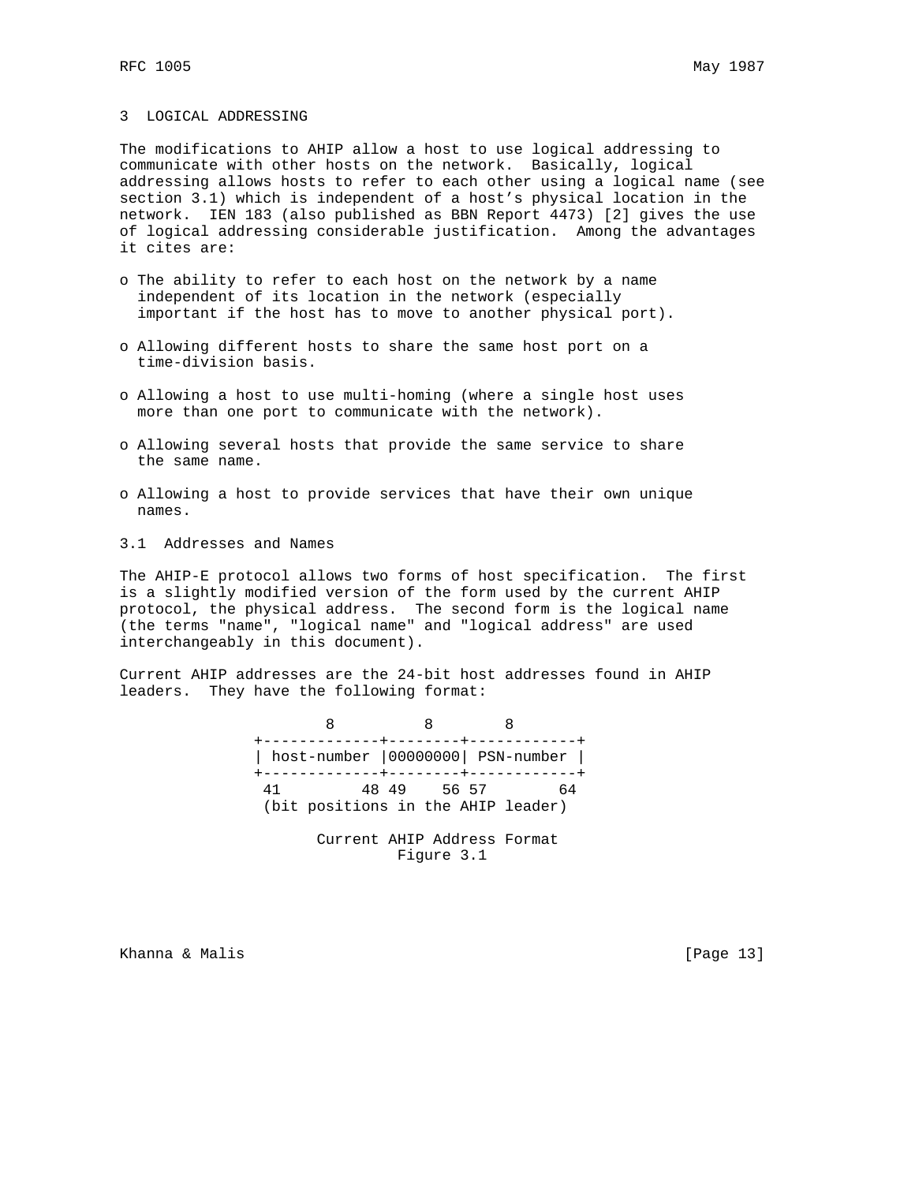## 3 LOGICAL ADDRESSING

The modifications to AHIP allow a host to use logical addressing to communicate with other hosts on the network. Basically, logical addressing allows hosts to refer to each other using a logical name (see section 3.1) which is independent of a host's physical location in the network. IEN 183 (also published as BBN Report 4473) [2] gives the use of logical addressing considerable justification. Among the advantages it cites are:

- The ability to refer to each host on the network by a name independent of its location in the network (especially important if the host has to move to another physical port).
- Allowing different hosts to share the same host port on a time-division basis.
- Allowing a host to use multi-homing (where a single host uses more than one port to communicate with the network).
- Allowing several hosts that provide the same service to share the same name.
- Allowing a host to provide services that have their own unique names.

### 3.1 Addresses and Names

The AHIP-E protocol allows two forms of host specification. The first is a slightly modified version of the form used by the current AHIP protocol, the physical address. The second form is the logical name (the terms "name", "logical name" and "logical address" are used interchangeably in this document).

Current AHIP addresses are the 24-bit host addresses found in AHIP leaders. They have the following format:

```
        8          8        8
+-------------+--------+------------+
| host-number |00000000| PSN-number |
+-------------+--------+------------+
 41        48 49    56 57        64
 (bit positions in the AHIP leader)
```

Current AHIP Address Format
Figure 3.1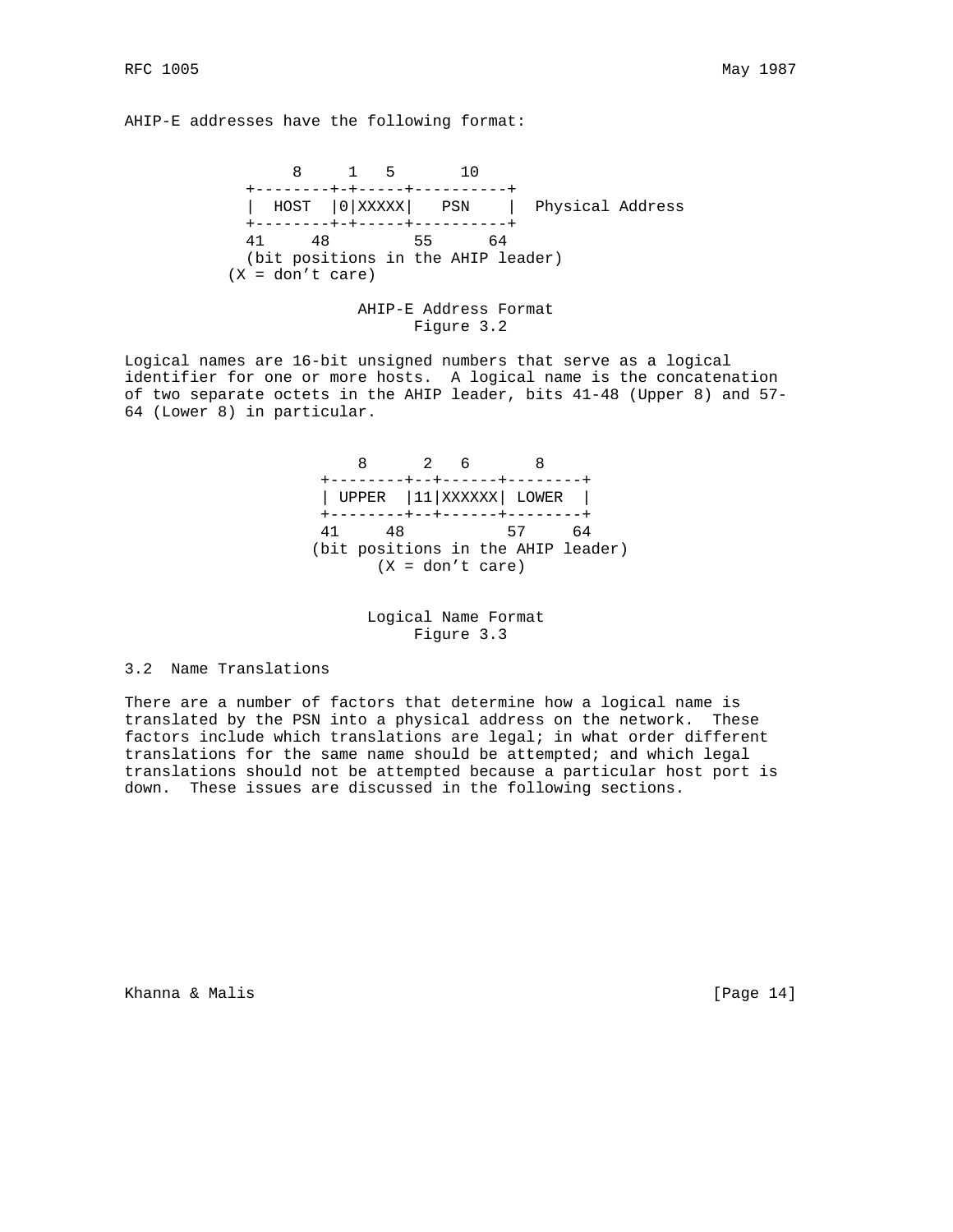AHIP-E addresses have the following format:

```
                8     1   5       10
           +--------+-+-----+----------+
           |  HOST  |0|XXXXX|   PSN    |  Physical Address
           +--------+-+-----+----------+
           41     48        55      64
           (bit positions in the AHIP leader)
          (X = don't care)
```

AHIP-E Address Format
Figure 3.2

Logical names are 16-bit unsigned numbers that serve as a logical identifier for one or more hosts. A logical name is the concatenation of two separate octets in the AHIP leader, bits 41-48 (Upper 8) and 57-64 (Lower 8) in particular.

```
                         8      2   6       8
                     +--------+--+------+--------+
                     | UPPER  |11|XXXXXX| LOWER  |
                     +--------+--+------+--------+
                     41     48          57     64
                    (bit positions in the AHIP leader)
                           (X = don't care)
```

Logical Name Format
Figure 3.3

## 3.2 Name Translations

There are a number of factors that determine how a logical name is translated by the PSN into a physical address on the network. These factors include which translations are legal; in what order different translations for the same name should be attempted; and which legal translations should not be attempted because a particular host port is down. These issues are discussed in the following sections.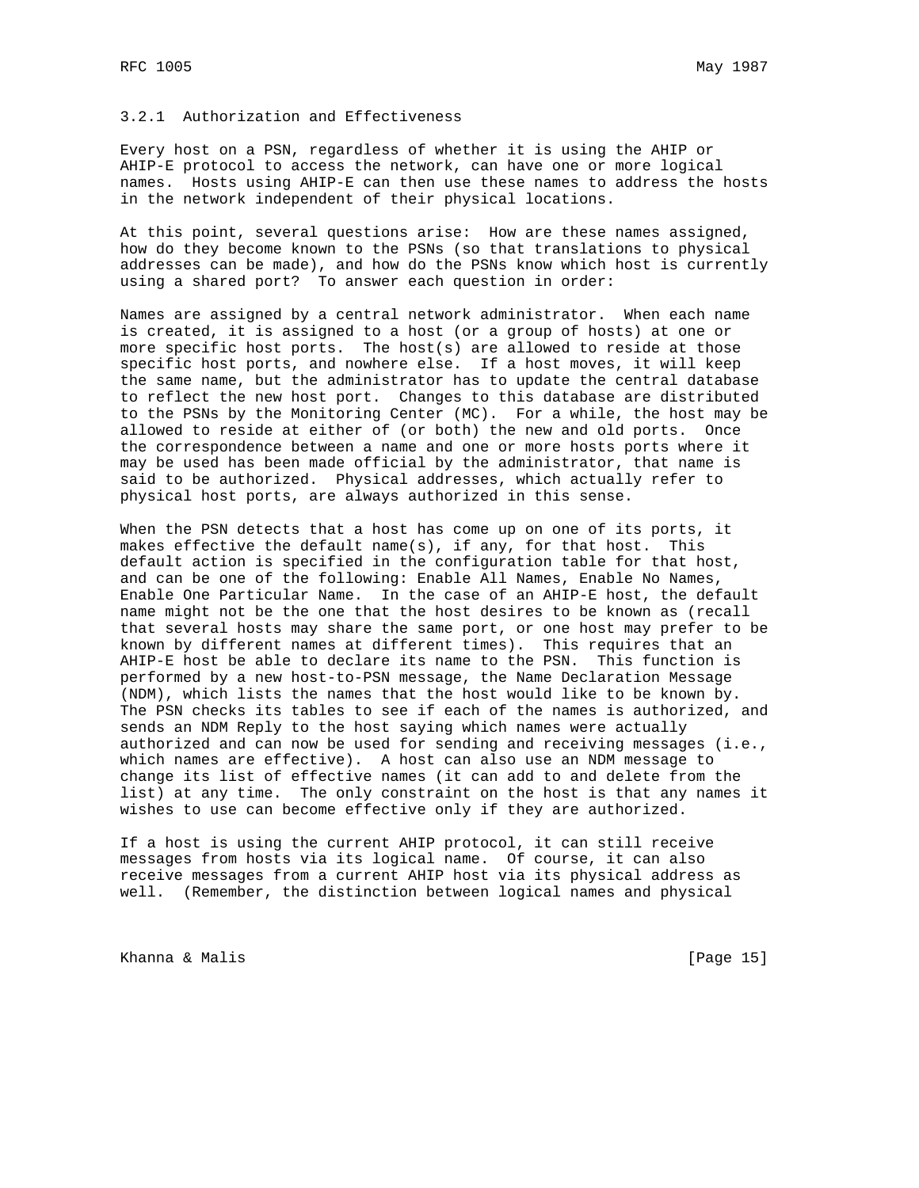### 3.2.1 Authorization and Effectiveness

Every host on a PSN, regardless of whether it is using the AHIP or AHIP-E protocol to access the network, can have one or more logical names. Hosts using AHIP-E can then use these names to address the hosts in the network independent of their physical locations.

At this point, several questions arise: How are these names assigned, how do they become known to the PSNs (so that translations to physical addresses can be made), and how do the PSNs know which host is currently using a shared port? To answer each question in order:

Names are assigned by a central network administrator. When each name is created, it is assigned to a host (or a group of hosts) at one or more specific host ports. The host(s) are allowed to reside at those specific host ports, and nowhere else. If a host moves, it will keep the same name, but the administrator has to update the central database to reflect the new host port. Changes to this database are distributed to the PSNs by the Monitoring Center (MC). For a while, the host may be allowed to reside at either of (or both) the new and old ports. Once the correspondence between a name and one or more hosts ports where it may be used has been made official by the administrator, that name is said to be authorized. Physical addresses, which actually refer to physical host ports, are always authorized in this sense.

When the PSN detects that a host has come up on one of its ports, it makes effective the default name(s), if any, for that host. This default action is specified in the configuration table for that host, and can be one of the following: Enable All Names, Enable No Names, Enable One Particular Name. In the case of an AHIP-E host, the default name might not be the one that the host desires to be known as (recall that several hosts may share the same port, or one host may prefer to be known by different names at different times). This requires that an AHIP-E host be able to declare its name to the PSN. This function is performed by a new host-to-PSN message, the Name Declaration Message (NDM), which lists the names that the host would like to be known by. The PSN checks its tables to see if each of the names is authorized, and sends an NDM Reply to the host saying which names were actually authorized and can now be used for sending and receiving messages (i.e., which names are effective). A host can also use an NDM message to change its list of effective names (it can add to and delete from the list) at any time. The only constraint on the host is that any names it wishes to use can become effective only if they are authorized.

If a host is using the current AHIP protocol, it can still receive messages from hosts via its logical name. Of course, it can also receive messages from a current AHIP host via its physical address as well. (Remember, the distinction between logical names and physical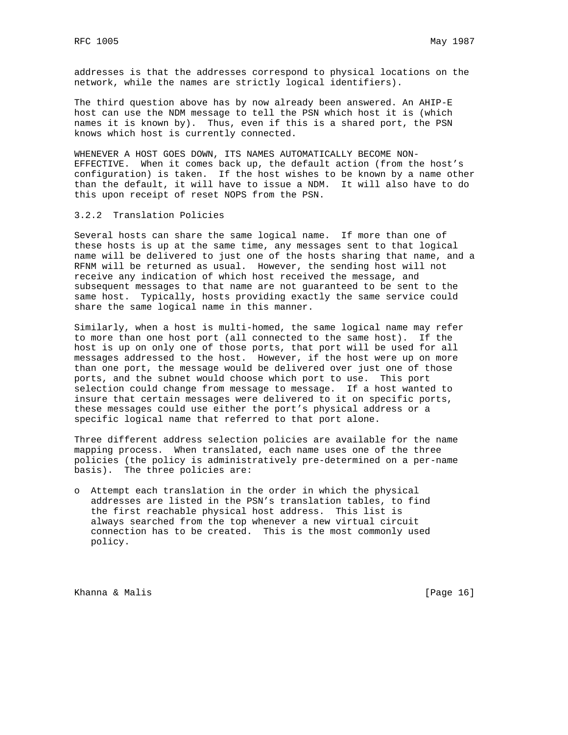addresses is that the addresses correspond to physical locations on the network, while the names are strictly logical identifiers).

The third question above has by now already been answered. An AHIP-E host can use the NDM message to tell the PSN which host it is (which names it is known by). Thus, even if this is a shared port, the PSN knows which host is currently connected.

WHENEVER A HOST GOES DOWN, ITS NAMES AUTOMATICALLY BECOME NON-EFFECTIVE. When it comes back up, the default action (from the host's configuration) is taken. If the host wishes to be known by a name other than the default, it will have to issue a NDM. It will also have to do this upon receipt of reset NOPS from the PSN.

### 3.2.2 Translation Policies

Several hosts can share the same logical name. If more than one of these hosts is up at the same time, any messages sent to that logical name will be delivered to just one of the hosts sharing that name, and a RFNM will be returned as usual. However, the sending host will not receive any indication of which host received the message, and subsequent messages to that name are not guaranteed to be sent to the same host. Typically, hosts providing exactly the same service could share the same logical name in this manner.

Similarly, when a host is multi-homed, the same logical name may refer to more than one host port (all connected to the same host). If the host is up on only one of those ports, that port will be used for all messages addressed to the host. However, if the host were up on more than one port, the message would be delivered over just one of those ports, and the subnet would choose which port to use. This port selection could change from message to message. If a host wanted to insure that certain messages were delivered to it on specific ports, these messages could use either the port's physical address or a specific logical name that referred to that port alone.

Three different address selection policies are available for the name mapping process. When translated, each name uses one of the three policies (the policy is administratively pre-determined on a per-name basis). The three policies are:

- Attempt each translation in the order in which the physical addresses are listed in the PSN's translation tables, to find the first reachable physical host address. This list is always searched from the top whenever a new virtual circuit connection has to be created. This is the most commonly used policy.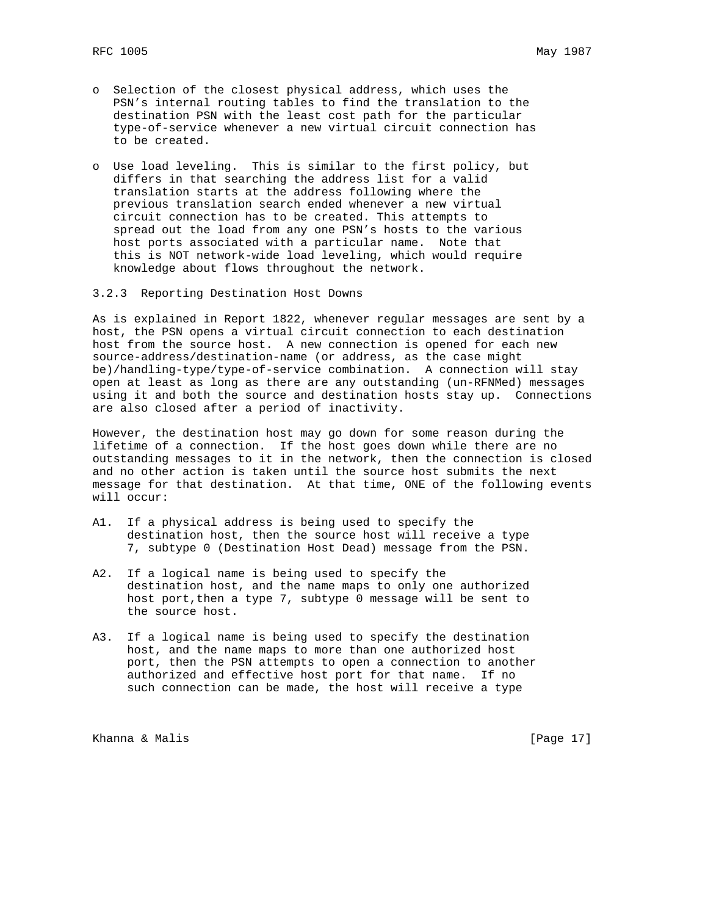- Selection of the closest physical address, which uses the PSN's internal routing tables to find the translation to the destination PSN with the least cost path for the particular type-of-service whenever a new virtual circuit connection has to be created.

- Use load leveling. This is similar to the first policy, but differs in that searching the address list for a valid translation starts at the address following where the previous translation search ended whenever a new virtual circuit connection has to be created. This attempts to spread out the load from any one PSN's hosts to the various host ports associated with a particular name. Note that this is NOT network-wide load leveling, which would require knowledge about flows throughout the network.

### 3.2.3 Reporting Destination Host Downs

As is explained in Report 1822, whenever regular messages are sent by a host, the PSN opens a virtual circuit connection to each destination host from the source host. A new connection is opened for each new source-address/destination-name (or address, as the case might be)/handling-type/type-of-service combination. A connection will stay open at least as long as there are any outstanding (un-RFNMed) messages using it and both the source and destination hosts stay up. Connections are also closed after a period of inactivity.

However, the destination host may go down for some reason during the lifetime of a connection. If the host goes down while there are no outstanding messages to it in the network, then the connection is closed and no other action is taken until the source host submits the next message for that destination. At that time, ONE of the following events will occur:

A1. If a physical address is being used to specify the destination host, then the source host will receive a type 7, subtype 0 (Destination Host Dead) message from the PSN.

A2. If a logical name is being used to specify the destination host, and the name maps to only one authorized host port,then a type 7, subtype 0 message will be sent to the source host.

A3. If a logical name is being used to specify the destination host, and the name maps to more than one authorized host port, then the PSN attempts to open a connection to another authorized and effective host port for that name. If no such connection can be made, the host will receive a type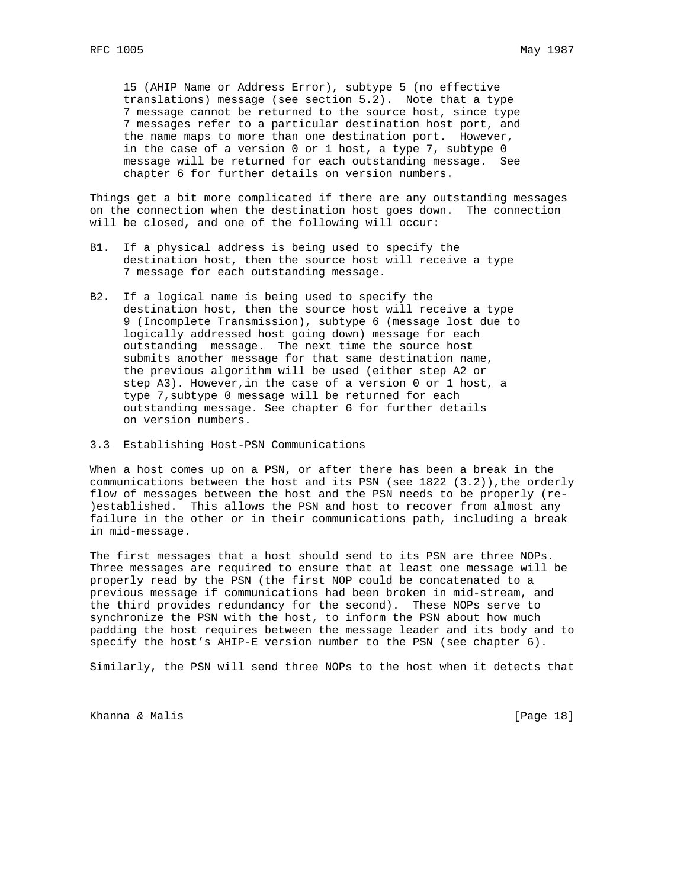15 (AHIP Name or Address Error), subtype 5 (no effective translations) message (see section 5.2). Note that a type 7 message cannot be returned to the source host, since type 7 messages refer to a particular destination host port, and the name maps to more than one destination port. However, in the case of a version 0 or 1 host, a type 7, subtype 0 message will be returned for each outstanding message. See chapter 6 for further details on version numbers.

Things get a bit more complicated if there are any outstanding messages on the connection when the destination host goes down. The connection will be closed, and one of the following will occur:

B1. If a physical address is being used to specify the destination host, then the source host will receive a type 7 message for each outstanding message.

B2. If a logical name is being used to specify the destination host, then the source host will receive a type 9 (Incomplete Transmission), subtype 6 (message lost due to logically addressed host going down) message for each outstanding message. The next time the source host submits another message for that same destination name, the previous algorithm will be used (either step A2 or step A3). However,in the case of a version 0 or 1 host, a type 7,subtype 0 message will be returned for each outstanding message. See chapter 6 for further details on version numbers.

## 3.3 Establishing Host-PSN Communications

When a host comes up on a PSN, or after there has been a break in the communications between the host and its PSN (see 1822 (3.2)),the orderly flow of messages between the host and the PSN needs to be properly (re-)established. This allows the PSN and host to recover from almost any failure in the other or in their communications path, including a break in mid-message.

The first messages that a host should send to its PSN are three NOPs. Three messages are required to ensure that at least one message will be properly read by the PSN (the first NOP could be concatenated to a previous message if communications had been broken in mid-stream, and the third provides redundancy for the second). These NOPs serve to synchronize the PSN with the host, to inform the PSN about how much padding the host requires between the message leader and its body and to specify the host's AHIP-E version number to the PSN (see chapter 6).

Similarly, the PSN will send three NOPs to the host when it detects that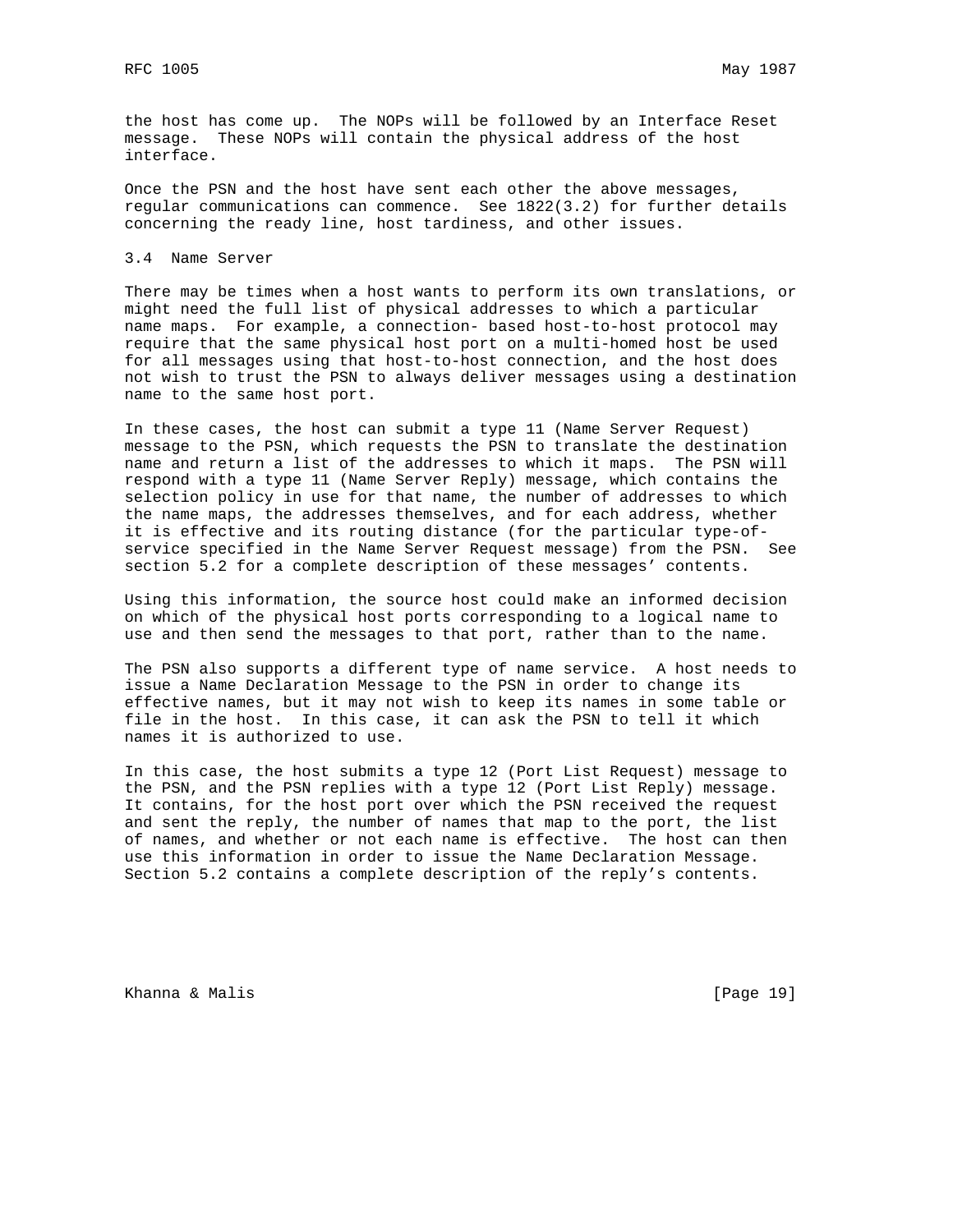the host has come up. The NOPs will be followed by an Interface Reset message. These NOPs will contain the physical address of the host interface.

Once the PSN and the host have sent each other the above messages, regular communications can commence. See 1822(3.2) for further details concerning the ready line, host tardiness, and other issues.

### 3.4 Name Server

There may be times when a host wants to perform its own translations, or might need the full list of physical addresses to which a particular name maps. For example, a connection- based host-to-host protocol may require that the same physical host port on a multi-homed host be used for all messages using that host-to-host connection, and the host does not wish to trust the PSN to always deliver messages using a destination name to the same host port.

In these cases, the host can submit a type 11 (Name Server Request) message to the PSN, which requests the PSN to translate the destination name and return a list of the addresses to which it maps. The PSN will respond with a type 11 (Name Server Reply) message, which contains the selection policy in use for that name, the number of addresses to which the name maps, the addresses themselves, and for each address, whether it is effective and its routing distance (for the particular type-of-service specified in the Name Server Request message) from the PSN. See section 5.2 for a complete description of these messages' contents.

Using this information, the source host could make an informed decision on which of the physical host ports corresponding to a logical name to use and then send the messages to that port, rather than to the name.

The PSN also supports a different type of name service. A host needs to issue a Name Declaration Message to the PSN in order to change its effective names, but it may not wish to keep its names in some table or file in the host. In this case, it can ask the PSN to tell it which names it is authorized to use.

In this case, the host submits a type 12 (Port List Request) message to the PSN, and the PSN replies with a type 12 (Port List Reply) message. It contains, for the host port over which the PSN received the request and sent the reply, the number of names that map to the port, the list of names, and whether or not each name is effective. The host can then use this information in order to issue the Name Declaration Message. Section 5.2 contains a complete description of the reply's contents.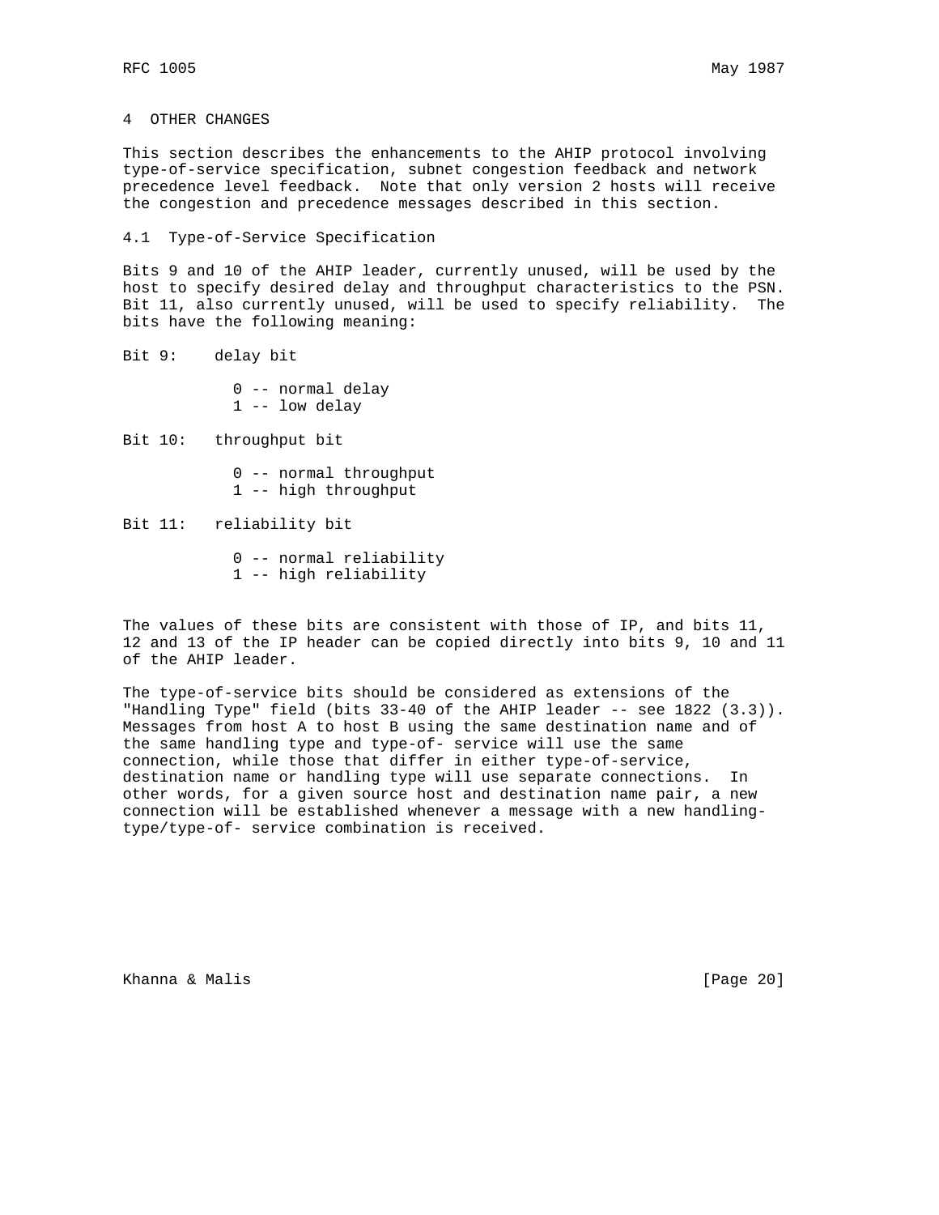## 4 OTHER CHANGES

This section describes the enhancements to the AHIP protocol involving type-of-service specification, subnet congestion feedback and network precedence level feedback. Note that only version 2 hosts will receive the congestion and precedence messages described in this section.

### 4.1 Type-of-Service Specification

Bits 9 and 10 of the AHIP leader, currently unused, will be used by the host to specify desired delay and throughput characteristics to the PSN. Bit 11, also currently unused, will be used to specify reliability. The bits have the following meaning:

Bit 9: delay bit

- 0 -- normal delay
- 1 -- low delay

Bit 10: throughput bit

- 0 -- normal throughput
- 1 -- high throughput

Bit 11: reliability bit

- 0 -- normal reliability
- 1 -- high reliability

The values of these bits are consistent with those of IP, and bits 11, 12 and 13 of the IP header can be copied directly into bits 9, 10 and 11 of the AHIP leader.

The type-of-service bits should be considered as extensions of the "Handling Type" field (bits 33-40 of the AHIP leader -- see 1822 (3.3)). Messages from host A to host B using the same destination name and of the same handling type and type-of- service will use the same connection, while those that differ in either type-of-service, destination name or handling type will use separate connections. In other words, for a given source host and destination name pair, a new connection will be established whenever a message with a new handling-type/type-of- service combination is received.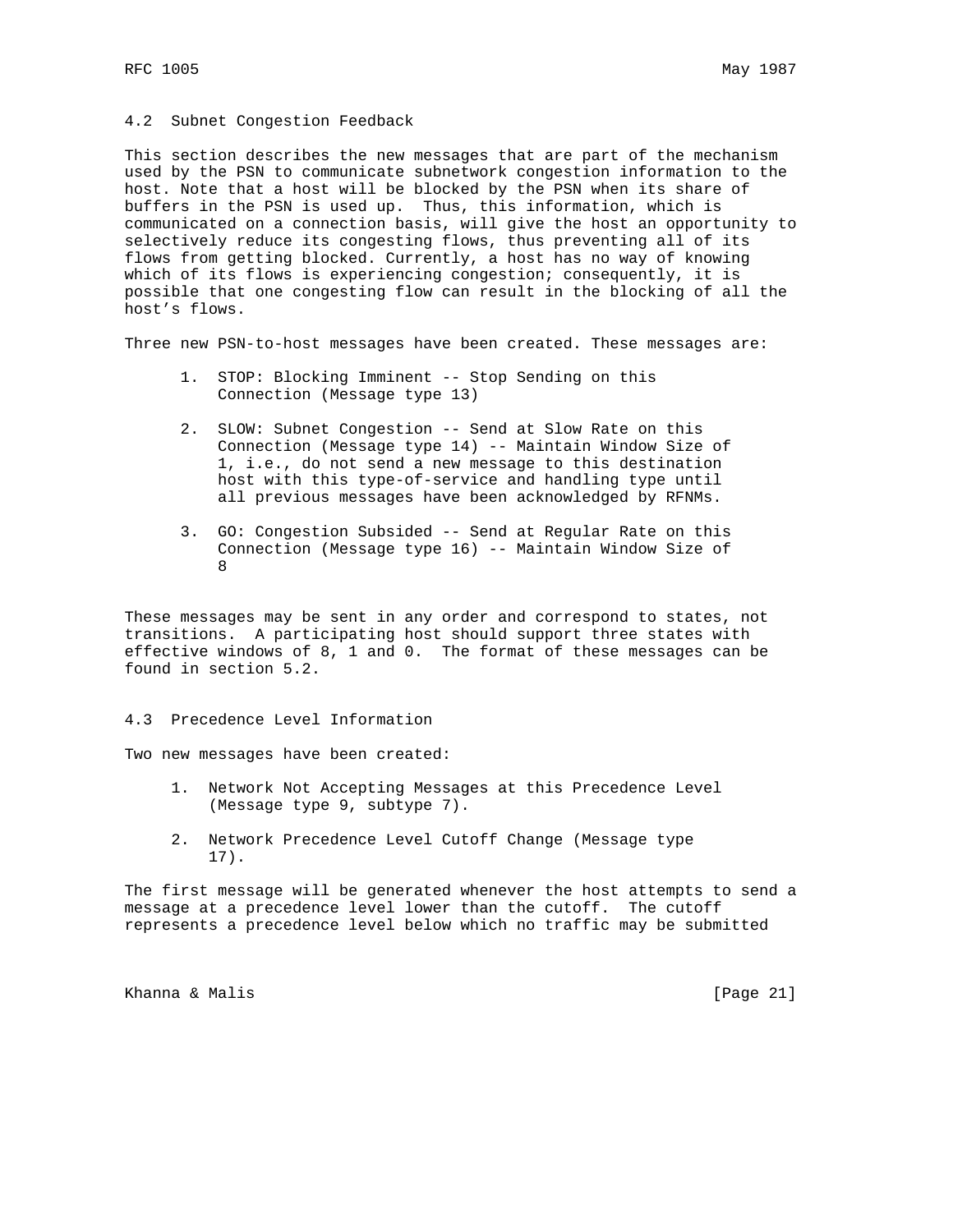### 4.2 Subnet Congestion Feedback

This section describes the new messages that are part of the mechanism used by the PSN to communicate subnetwork congestion information to the host. Note that a host will be blocked by the PSN when its share of buffers in the PSN is used up. Thus, this information, which is communicated on a connection basis, will give the host an opportunity to selectively reduce its congesting flows, thus preventing all of its flows from getting blocked. Currently, a host has no way of knowing which of its flows is experiencing congestion; consequently, it is possible that one congesting flow can result in the blocking of all the host's flows.

Three new PSN-to-host messages have been created. These messages are:

1. STOP: Blocking Imminent -- Stop Sending on this Connection (Message type 13)
2. SLOW: Subnet Congestion -- Send at Slow Rate on this Connection (Message type 14) -- Maintain Window Size of 1, i.e., do not send a new message to this destination host with this type-of-service and handling type until all previous messages have been acknowledged by RFNMs.
3. GO: Congestion Subsided -- Send at Regular Rate on this Connection (Message type 16) -- Maintain Window Size of 8

These messages may be sent in any order and correspond to states, not transitions. A participating host should support three states with effective windows of 8, 1 and 0. The format of these messages can be found in section 5.2.

### 4.3 Precedence Level Information

Two new messages have been created:

1. Network Not Accepting Messages at this Precedence Level (Message type 9, subtype 7).
2. Network Precedence Level Cutoff Change (Message type 17).

The first message will be generated whenever the host attempts to send a message at a precedence level lower than the cutoff. The cutoff represents a precedence level below which no traffic may be submitted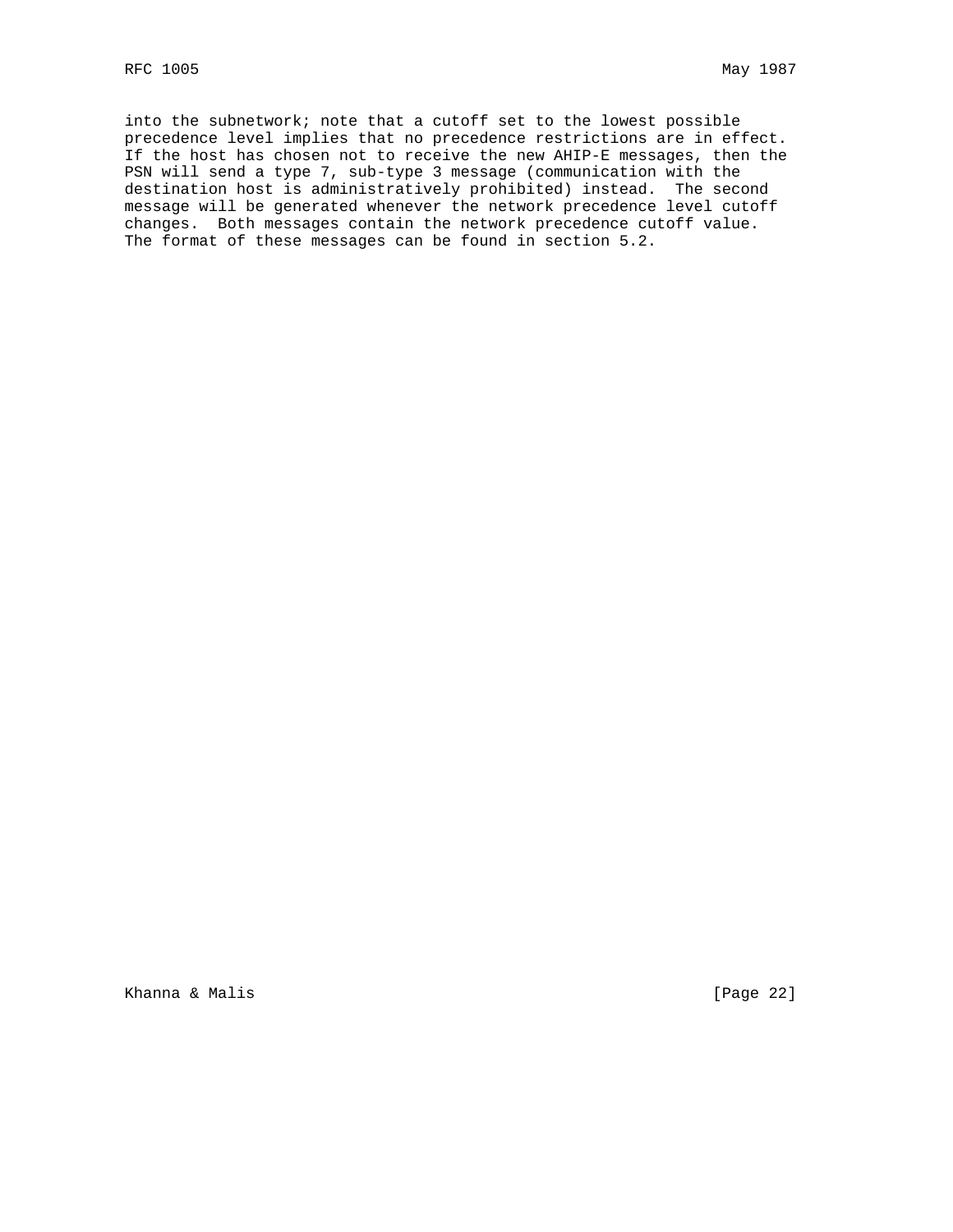into the subnetwork; note that a cutoff set to the lowest possible precedence level implies that no precedence restrictions are in effect. If the host has chosen not to receive the new AHIP-E messages, then the PSN will send a type 7, sub-type 3 message (communication with the destination host is administratively prohibited) instead. The second message will be generated whenever the network precedence level cutoff changes. Both messages contain the network precedence cutoff value. The format of these messages can be found in section 5.2.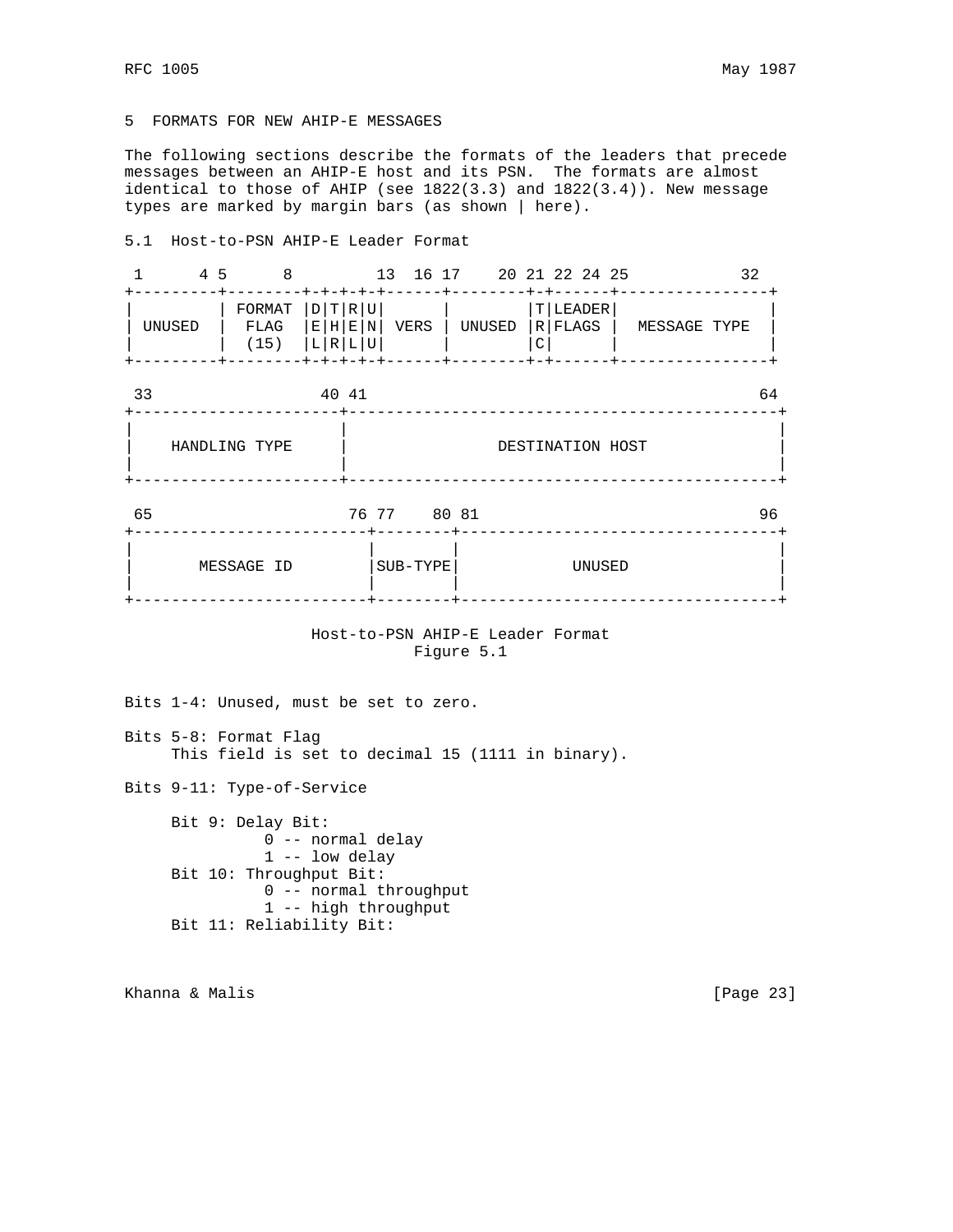## 5 FORMATS FOR NEW AHIP-E MESSAGES

The following sections describe the formats of the leaders that precede messages between an AHIP-E host and its PSN. The formats are almost identical to those of AHIP (see 1822(3.3) and 1822(3.4)). New message types are marked by margin bars (as shown | here).

### 5.1 Host-to-PSN AHIP-E Leader Format

```
 1      4 5      8         13  16 17    20 21 22 24 25             32
+---------+--------+-+-+-+-+------+--------+-+------+-----------------+
|         | FORMAT |D|T|R|U|      |        |T|LEADER|                 |
| UNUSED  |  FLAG  |E|H|E|N| VERS | UNUSED |R|FLAGS |  MESSAGE TYPE   |
|         |  (15)  |L|R|L|U|      |        |C|      |                 |
+---------+--------+-+-+-+-+------+--------+-+------+-----------------+

 33                40 41                                            64
+----------------------+----------------------------------------------+
|                      |                                              |
|    HANDLING TYPE     |               DESTINATION HOST               |
|                      |                                              |
+----------------------+----------------------------------------------+

 65                    76 77    80 81                               96
+-------------------------+--------+----------------------------------+
|                         |        |                                  |
|       MESSAGE ID        |SUB-TYPE|              UNUSED              |
|                         |        |                                  |
+-------------------------+--------+----------------------------------+
```

Host-to-PSN AHIP-E Leader Format
Figure 5.1

Bits 1-4: Unused, must be set to zero.

Bits 5-8: Format Flag
    This field is set to decimal 15 (1111 in binary).

Bits 9-11: Type-of-Service

    Bit 9: Delay Bit:
        0 -- normal delay
        1 -- low delay
    Bit 10: Throughput Bit:
        0 -- normal throughput
        1 -- high throughput
    Bit 11: Reliability Bit: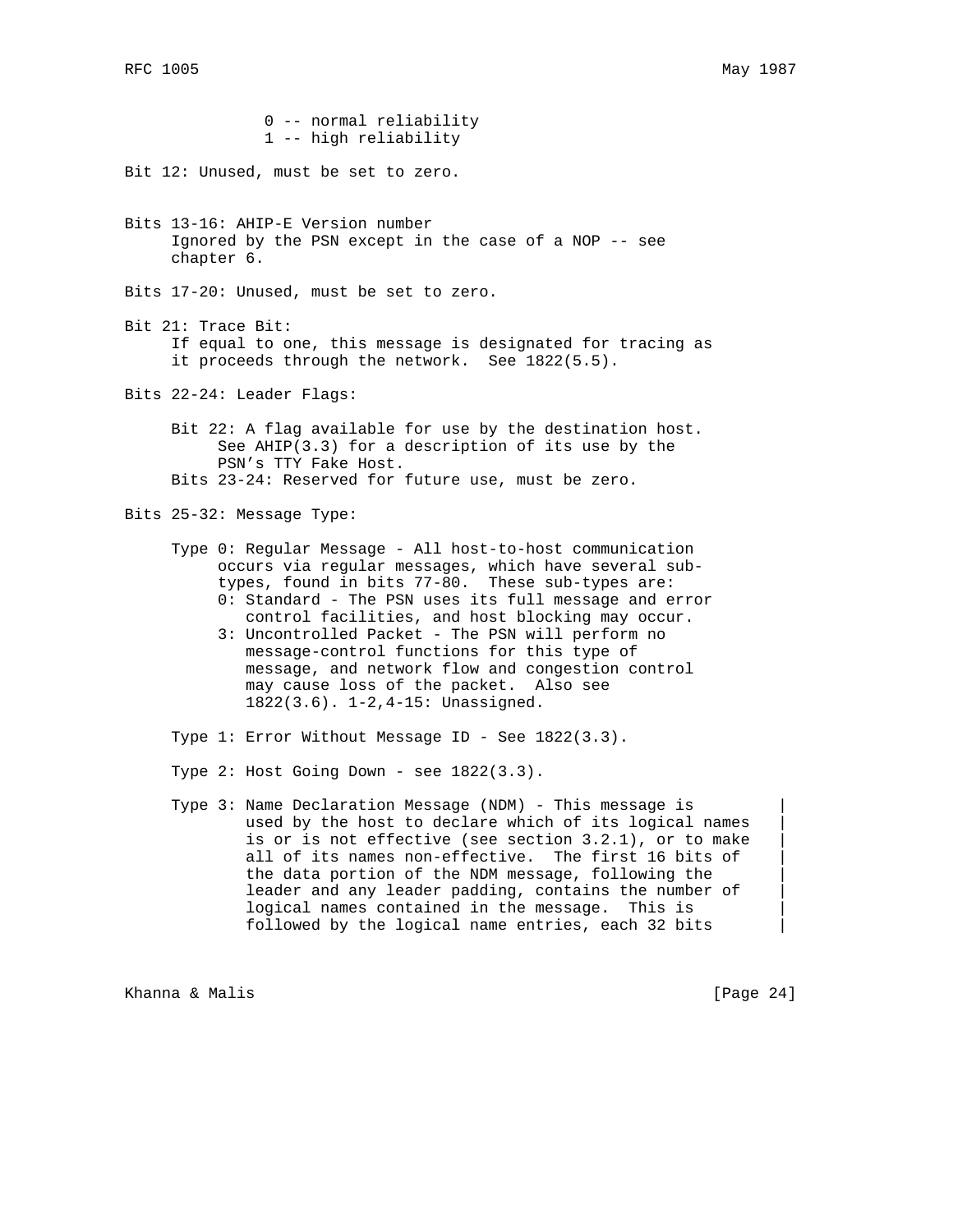0 -- normal reliability
1 -- high reliability

Bit 12: Unused, must be set to zero.

Bits 13-16: AHIP-E Version number
Ignored by the PSN except in the case of a NOP -- see chapter 6.

Bits 17-20: Unused, must be set to zero.

Bit 21: Trace Bit:
If equal to one, this message is designated for tracing as it proceeds through the network. See 1822(5.5).

Bits 22-24: Leader Flags:

Bit 22: A flag available for use by the destination host. See AHIP(3.3) for a description of its use by the PSN's TTY Fake Host.
Bits 23-24: Reserved for future use, must be zero.

Bits 25-32: Message Type:

Type 0: Regular Message - All host-to-host communication occurs via regular messages, which have several sub-types, found in bits 77-80. These sub-types are:
- 0: Standard - The PSN uses its full message and error control facilities, and host blocking may occur.
- 3: Uncontrolled Packet - The PSN will perform no message-control functions for this type of message, and network flow and congestion control may cause loss of the packet. Also see 1822(3.6). 1-2,4-15: Unassigned.

Type 1: Error Without Message ID - See 1822(3.3).

Type 2: Host Going Down - see 1822(3.3).

Type 3: Name Declaration Message (NDM) - This message is used by the host to declare which of its logical names is or is not effective (see section 3.2.1), or to make all of its names non-effective. The first 16 bits of the data portion of the NDM message, following the leader and any leader padding, contains the number of logical names contained in the message. This is followed by the logical name entries, each 32 bits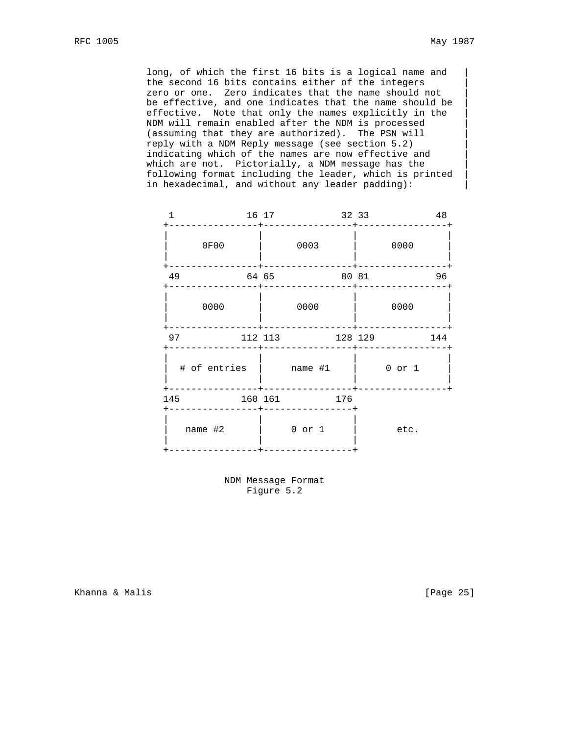long, of which the first 16 bits is a logical name and the second 16 bits contains either of the integers zero or one. Zero indicates that the name should not be effective, and one indicates that the name should be effective. Note that only the names explicitly in the NDM will remain enabled after the NDM is processed (assuming that they are authorized). The PSN will reply with a NDM Reply message (see section 5.2) indicating which of the names are now effective and which are not. Pictorially, a NDM message has the following format including the leader, which is printed in hexadecimal, and without any leader padding):

```
 1             16 17            32 33            48
+----------------+----------------+----------------+
|                |                |                |
|      0F00      |      0003      |      0000      |
|                |                |                |
+----------------+----------------+----------------+
 49            64 65            80 81            96
+----------------+----------------+----------------+
|                |                |                |
|      0000      |      0000      |      0000      |
|                |                |                |
+----------------+----------------+----------------+
 97           112 113          128 129          144
+----------------+----------------+----------------+
|                |                |                |
|  # of entries  |     name #1    |     0 or 1     |
|                |                |                |
+----------------+----------------+----------------+
145           160 161          176
+----------------+----------------+
|                |                |
|   name #2      |     0 or 1     |      etc.
|                |                |
+----------------+----------------+
```

NDM Message Format
Figure 5.2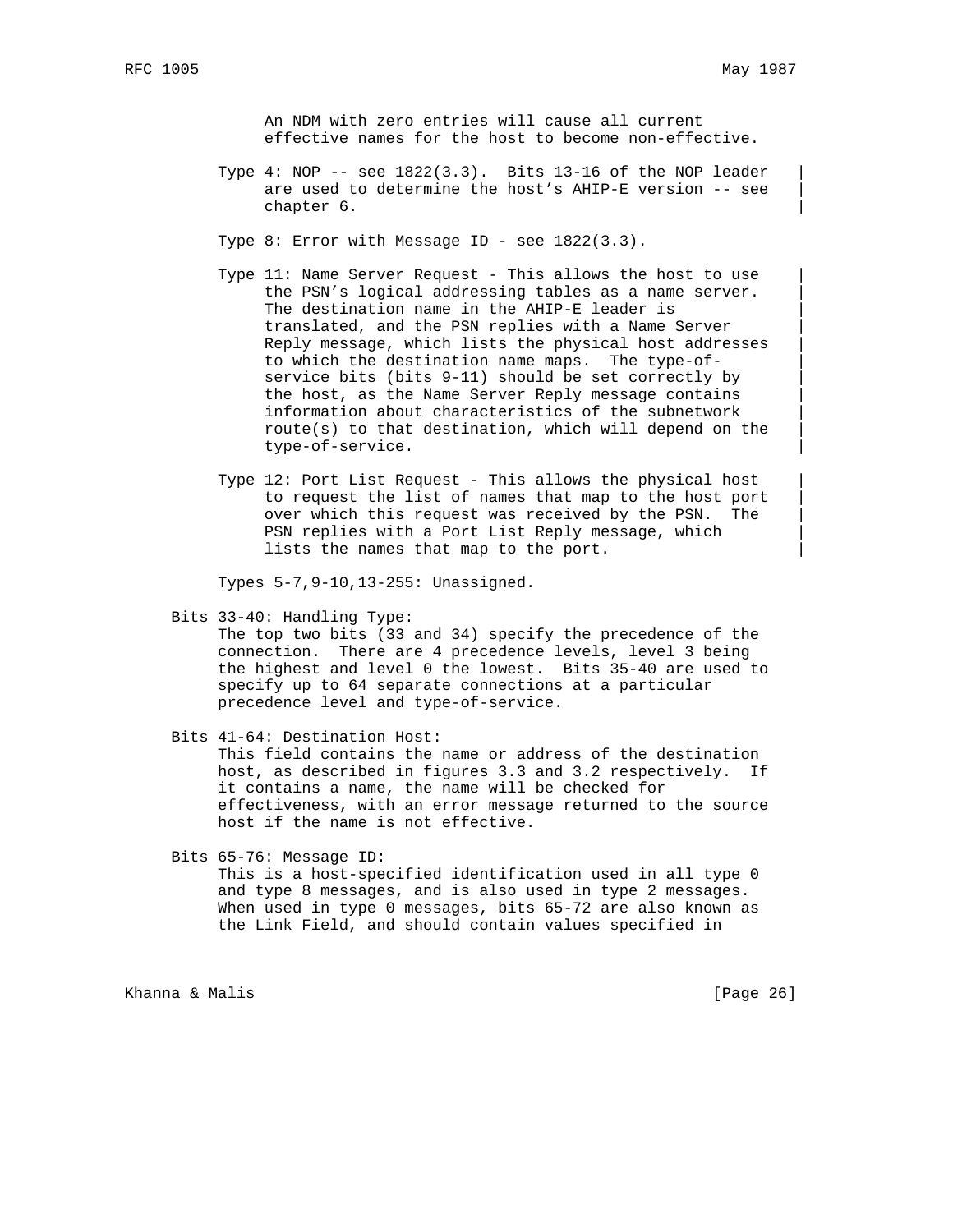An NDM with zero entries will cause all current effective names for the host to become non-effective.

Type 4: NOP -- see 1822(3.3). Bits 13-16 of the NOP leader are used to determine the host's AHIP-E version -- see chapter 6.

Type 8: Error with Message ID - see 1822(3.3).

Type 11: Name Server Request - This allows the host to use the PSN's logical addressing tables as a name server. The destination name in the AHIP-E leader is translated, and the PSN replies with a Name Server Reply message, which lists the physical host addresses to which the destination name maps. The type-of-service bits (bits 9-11) should be set correctly by the host, as the Name Server Reply message contains information about characteristics of the subnetwork route(s) to that destination, which will depend on the type-of-service.

Type 12: Port List Request - This allows the physical host to request the list of names that map to the host port over which this request was received by the PSN. The PSN replies with a Port List Reply message, which lists the names that map to the port.

Types 5-7,9-10,13-255: Unassigned.

Bits 33-40: Handling Type:
The top two bits (33 and 34) specify the precedence of the connection. There are 4 precedence levels, level 3 being the highest and level 0 the lowest. Bits 35-40 are used to specify up to 64 separate connections at a particular precedence level and type-of-service.

Bits 41-64: Destination Host:
This field contains the name or address of the destination host, as described in figures 3.3 and 3.2 respectively. If it contains a name, the name will be checked for effectiveness, with an error message returned to the source host if the name is not effective.

Bits 65-76: Message ID:
This is a host-specified identification used in all type 0 and type 8 messages, and is also used in type 2 messages. When used in type 0 messages, bits 65-72 are also known as the Link Field, and should contain values specified in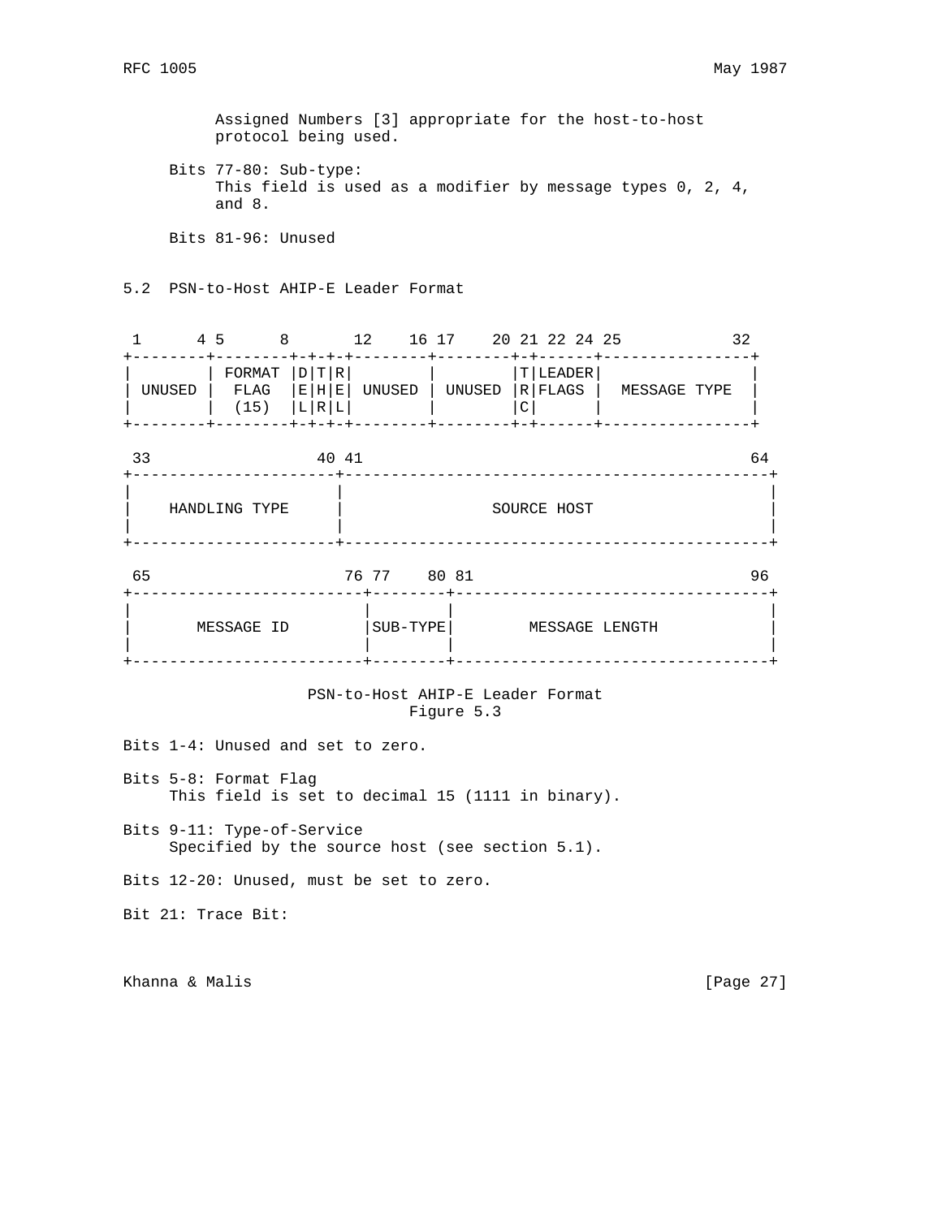Assigned Numbers [3] appropriate for the host-to-host protocol being used.

Bits 77-80: Sub-type:
This field is used as a modifier by message types 0, 2, 4, and 8.

Bits 81-96: Unused

## 5.2 PSN-to-Host AHIP-E Leader Format

```
 1      4 5      8       12    16 17    20 21 22 24 25            32
+--------+--------+-+-+-+--------+--------+-+------+----------------+
|        | FORMAT |D|T|R|        |        |T|LEADER|                |
| UNUSED |  FLAG  |E|H|E| UNUSED | UNUSED |R|FLAGS |  MESSAGE TYPE  |
|        |  (15)  |L|R|L|        |        |C|      |                |
+--------+--------+-+-+-+--------+--------+-+------+----------------+

 33                40 41                                          64
+----------------------+---------------------------------------------+
|                      |                                             |
|    HANDLING TYPE     |                 SOURCE HOST                 |
|                      |                                             |
+----------------------+---------------------------------------------+

 65                    76 77    80 81                              96
+-------------------------+--------+---------------------------------+
|                         |        |                                 |
|       MESSAGE ID        |SUB-TYPE|        MESSAGE LENGTH           |
|                         |        |                                 |
+-------------------------+--------+---------------------------------+
```

PSN-to-Host AHIP-E Leader Format
Figure 5.3

Bits 1-4: Unused and set to zero.

Bits 5-8: Format Flag
This field is set to decimal 15 (1111 in binary).

Bits 9-11: Type-of-Service
Specified by the source host (see section 5.1).

Bits 12-20: Unused, must be set to zero.

Bit 21: Trace Bit: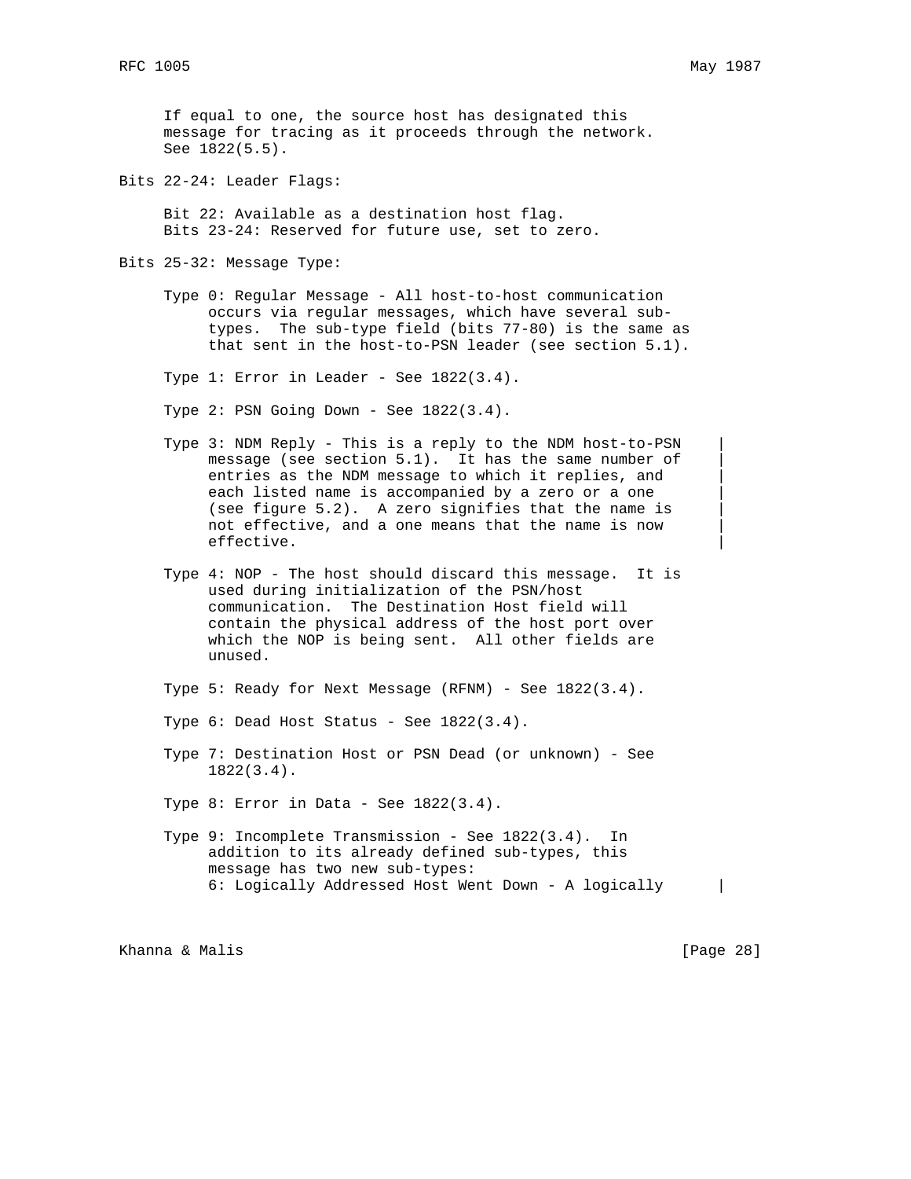If equal to one, the source host has designated this message for tracing as it proceeds through the network. See 1822(5.5).

Bits 22-24: Leader Flags:

Bit 22: Available as a destination host flag.
Bits 23-24: Reserved for future use, set to zero.

Bits 25-32: Message Type:

Type 0: Regular Message - All host-to-host communication occurs via regular messages, which have several sub-types. The sub-type field (bits 77-80) is the same as that sent in the host-to-PSN leader (see section 5.1).

Type 1: Error in Leader - See 1822(3.4).

Type 2: PSN Going Down - See 1822(3.4).

Type 3: NDM Reply - This is a reply to the NDM host-to-PSN message (see section 5.1). It has the same number of entries as the NDM message to which it replies, and each listed name is accompanied by a zero or a one (see figure 5.2). A zero signifies that the name is not effective, and a one means that the name is now effective. |

Type 4: NOP - The host should discard this message. It is used during initialization of the PSN/host communication. The Destination Host field will contain the physical address of the host port over which the NOP is being sent. All other fields are unused.

Type 5: Ready for Next Message (RFNM) - See 1822(3.4).

Type 6: Dead Host Status - See 1822(3.4).

Type 7: Destination Host or PSN Dead (or unknown) - See 1822(3.4).

Type 8: Error in Data - See 1822(3.4).

Type 9: Incomplete Transmission - See 1822(3.4). In addition to its already defined sub-types, this message has two new sub-types:
6: Logically Addressed Host Went Down - A logically |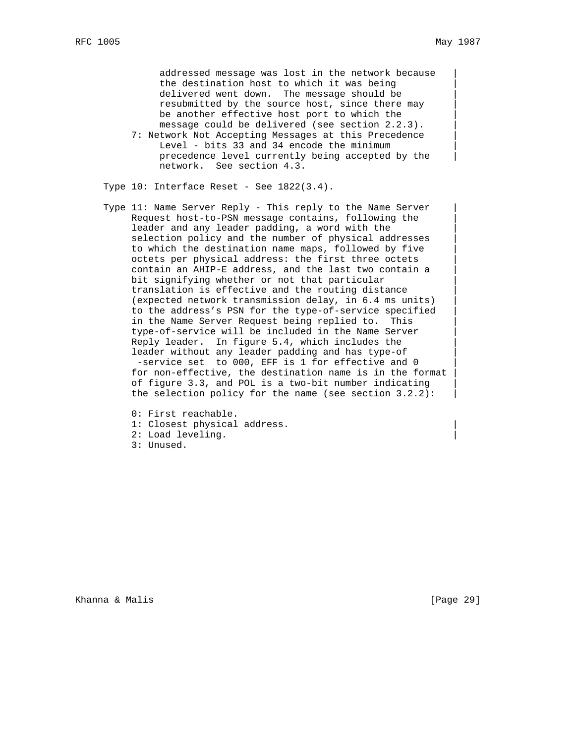addressed message was lost in the network because the destination host to which it was being delivered went down. The message should be resubmitted by the source host, since there may be another effective host port to which the message could be delivered (see section 2.2.3).

7: Network Not Accepting Messages at this Precedence Level - bits 33 and 34 encode the minimum precedence level currently being accepted by the network. See section 4.3.

Type 10: Interface Reset - See 1822(3.4).

Type 11: Name Server Reply - This reply to the Name Server Request host-to-PSN message contains, following the leader and any leader padding, a word with the selection policy and the number of physical addresses to which the destination name maps, followed by five octets per physical address: the first three octets contain an AHIP-E address, and the last two contain a bit signifying whether or not that particular translation is effective and the routing distance (expected network transmission delay, in 6.4 ms units) to the address's PSN for the type-of-service specified in the Name Server Request being replied to. This type-of-service will be included in the Name Server Reply leader. In figure 5.4, which includes the leader without any leader padding and has type-of -service set to 000, EFF is 1 for effective and 0 for non-effective, the destination name is in the format of figure 3.3, and POL is a two-bit number indicating the selection policy for the name (see section 3.2.2):

0: First reachable.
1: Closest physical address.
2: Load leveling.
3: Unused.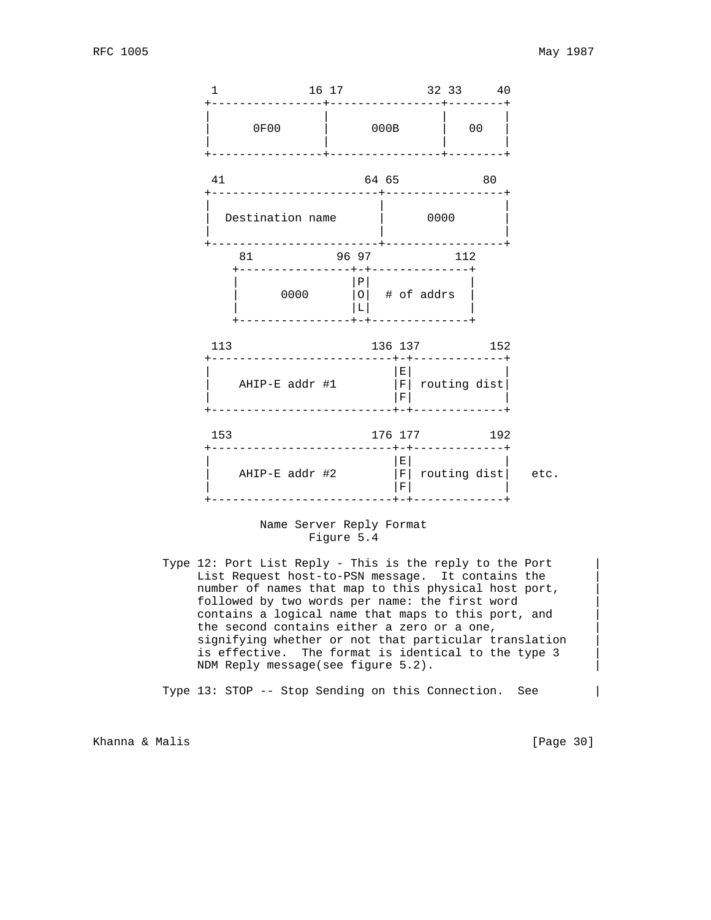```
 1             16 17            32 33     40
+----------------+----------------+--------+
|                |                |        |
|      0F00      |      000B      |   00   |
|                |                |        |
+----------------+----------------+--------+

 41                    64 65            80
+-----------------------+------------------+
|                       |                  |
|  Destination name     |      0000        |
|                       |                  |
+-----------------------+------------------+
    81           96 97           112
   +----------------+-+--------------+
   |                |P|              |
   |      0000      |O|  # of addrs  |
   |                |L|              |
   +----------------+-+--------------+

 113                    136 137         152
+--------------------------+-+-------------+
|                          |E|             |
|    AHIP-E addr #1        |F| routing dist|
|                          |F|             |
+--------------------------+-+-------------+

 153                    176 177         192
+--------------------------+-+-------------+
|                          |E|             |
|    AHIP-E addr #2        |F| routing dist|   etc.
|                          |F|             |
+--------------------------+-+-------------+
```

Name Server Reply Format
Figure 5.4

Type 12: Port List Reply - This is the reply to the Port List Request host-to-PSN message. It contains the number of names that map to this physical host port, followed by two words per name: the first word contains a logical name that maps to this port, and the second contains either a zero or a one, signifying whether or not that particular translation is effective. The format is identical to the type 3 NDM Reply message(see figure 5.2).

Type 13: STOP -- Stop Sending on this Connection. See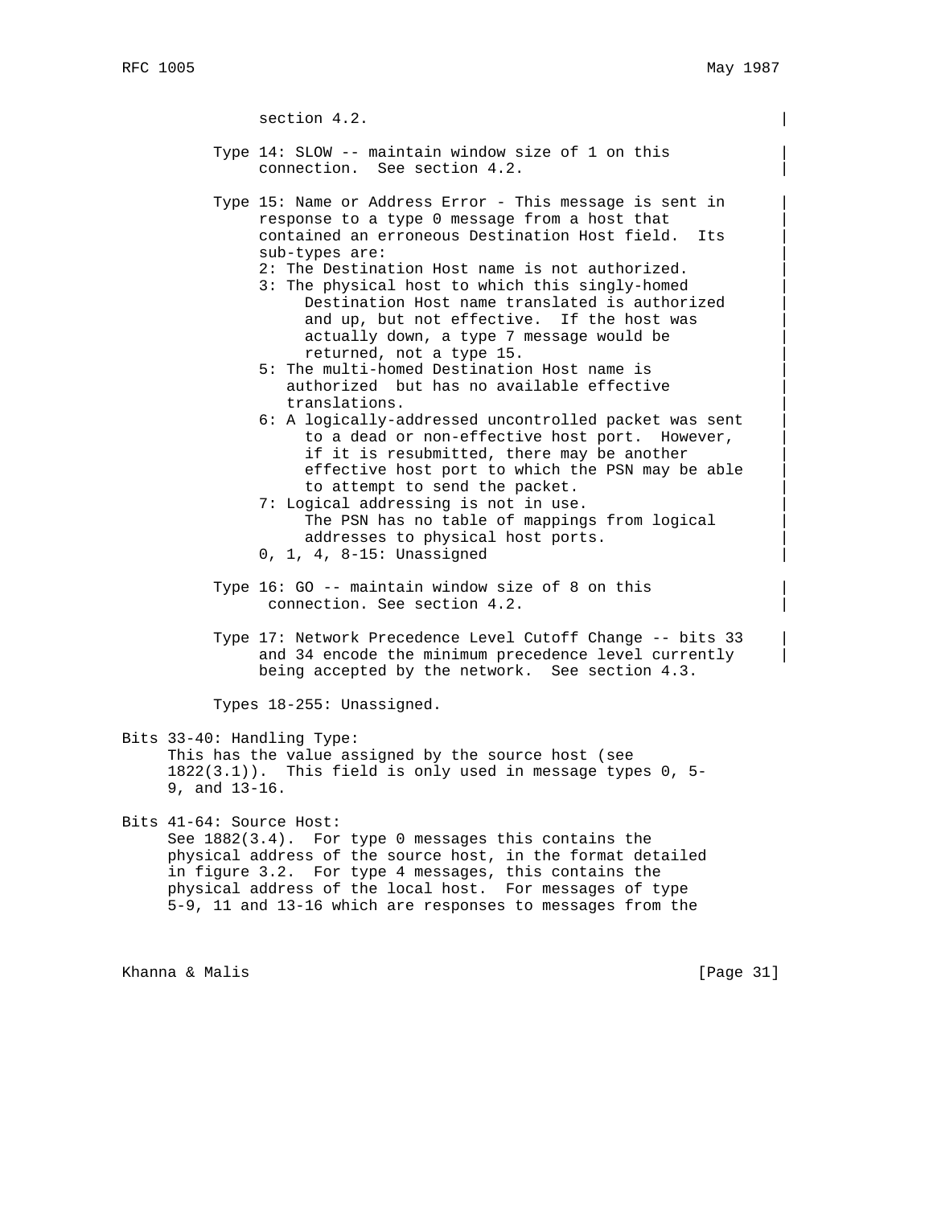section 4.2.

Type 14: SLOW -- maintain window size of 1 on this connection. See section 4.2.

Type 15: Name or Address Error - This message is sent in response to a type 0 message from a host that contained an erroneous Destination Host field. Its sub-types are:

- 2: The Destination Host name is not authorized.
- 3: The physical host to which this singly-homed Destination Host name translated is authorized and up, but not effective. If the host was actually down, a type 7 message would be returned, not a type 15.
- 5: The multi-homed Destination Host name is authorized but has no available effective translations.
- 6: A logically-addressed uncontrolled packet was sent to a dead or non-effective host port. However, if it is resubmitted, there may be another effective host port to which the PSN may be able to attempt to send the packet.
- 7: Logical addressing is not in use. The PSN has no table of mappings from logical addresses to physical host ports.
- 0, 1, 4, 8-15: Unassigned

Type 16: GO -- maintain window size of 8 on this connection. See section 4.2.

Type 17: Network Precedence Level Cutoff Change -- bits 33 and 34 encode the minimum precedence level currently being accepted by the network. See section 4.3.

Types 18-255: Unassigned.

Bits 33-40: Handling Type:
This has the value assigned by the source host (see 1822(3.1)). This field is only used in message types 0, 5-9, and 13-16.

Bits 41-64: Source Host:
See 1882(3.4). For type 0 messages this contains the physical address of the source host, in the format detailed in figure 3.2. For type 4 messages, this contains the physical address of the local host. For messages of type 5-9, 11 and 13-16 which are responses to messages from the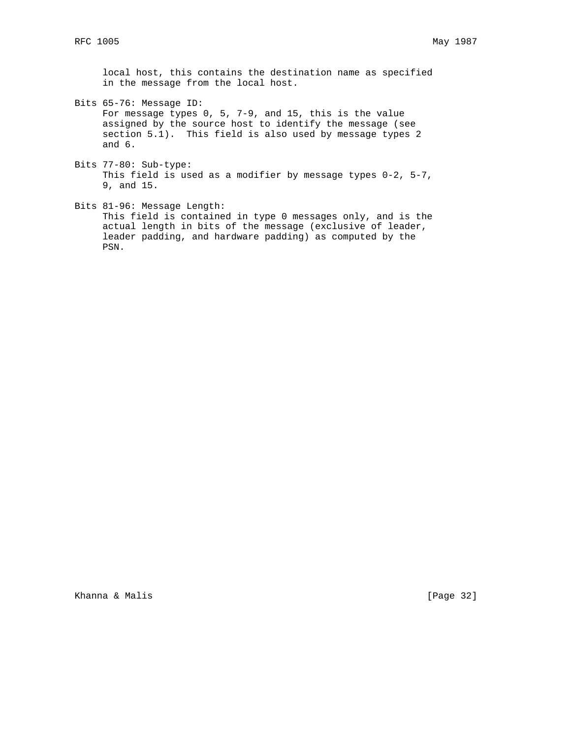local host, this contains the destination name as specified in the message from the local host.

Bits 65-76: Message ID:
For message types 0, 5, 7-9, and 15, this is the value assigned by the source host to identify the message (see section 5.1). This field is also used by message types 2 and 6.

Bits 77-80: Sub-type:
This field is used as a modifier by message types 0-2, 5-7, 9, and 15.

Bits 81-96: Message Length:
This field is contained in type 0 messages only, and is the actual length in bits of the message (exclusive of leader, leader padding, and hardware padding) as computed by the PSN.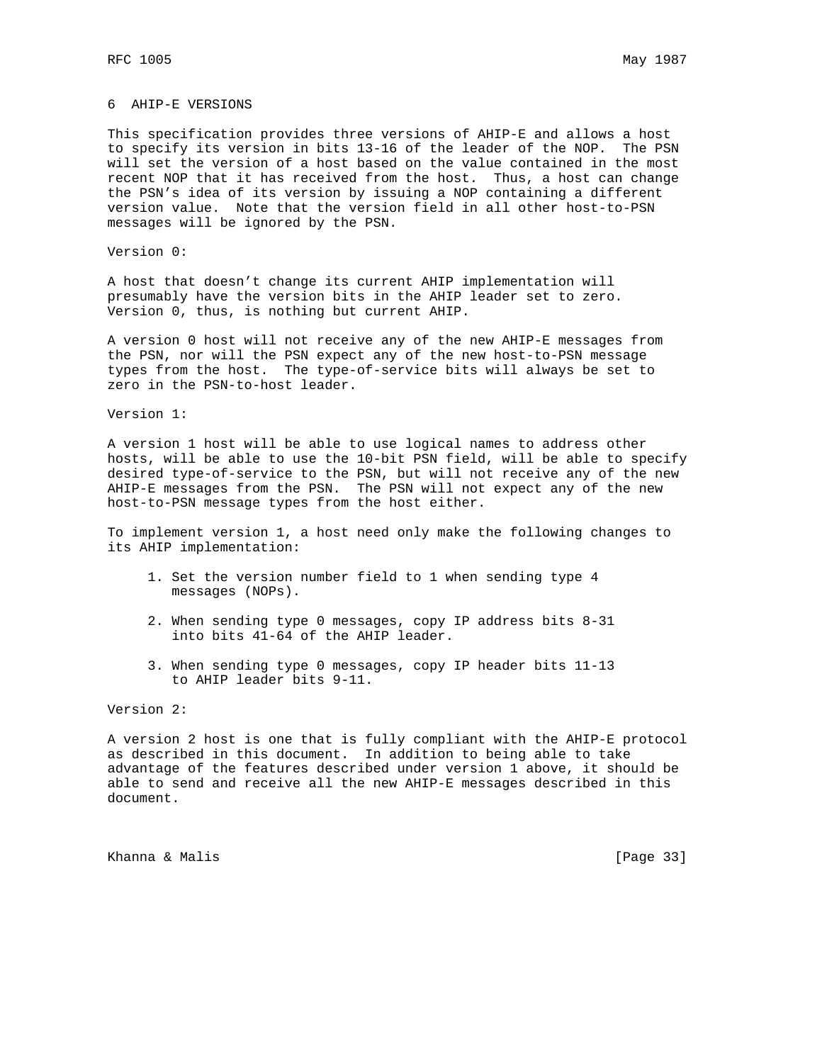## 6 AHIP-E VERSIONS

This specification provides three versions of AHIP-E and allows a host to specify its version in bits 13-16 of the leader of the NOP. The PSN will set the version of a host based on the value contained in the most recent NOP that it has received from the host. Thus, a host can change the PSN's idea of its version by issuing a NOP containing a different version value. Note that the version field in all other host-to-PSN messages will be ignored by the PSN.

Version 0:

A host that doesn't change its current AHIP implementation will presumably have the version bits in the AHIP leader set to zero. Version 0, thus, is nothing but current AHIP.

A version 0 host will not receive any of the new AHIP-E messages from the PSN, nor will the PSN expect any of the new host-to-PSN message types from the host. The type-of-service bits will always be set to zero in the PSN-to-host leader.

Version 1:

A version 1 host will be able to use logical names to address other hosts, will be able to use the 10-bit PSN field, will be able to specify desired type-of-service to the PSN, but will not receive any of the new AHIP-E messages from the PSN. The PSN will not expect any of the new host-to-PSN message types from the host either.

To implement version 1, a host need only make the following changes to its AHIP implementation:

1. Set the version number field to 1 when sending type 4 messages (NOPs).

2. When sending type 0 messages, copy IP address bits 8-31 into bits 41-64 of the AHIP leader.

3. When sending type 0 messages, copy IP header bits 11-13 to AHIP leader bits 9-11.

Version 2:

A version 2 host is one that is fully compliant with the AHIP-E protocol as described in this document. In addition to being able to take advantage of the features described under version 1 above, it should be able to send and receive all the new AHIP-E messages described in this document.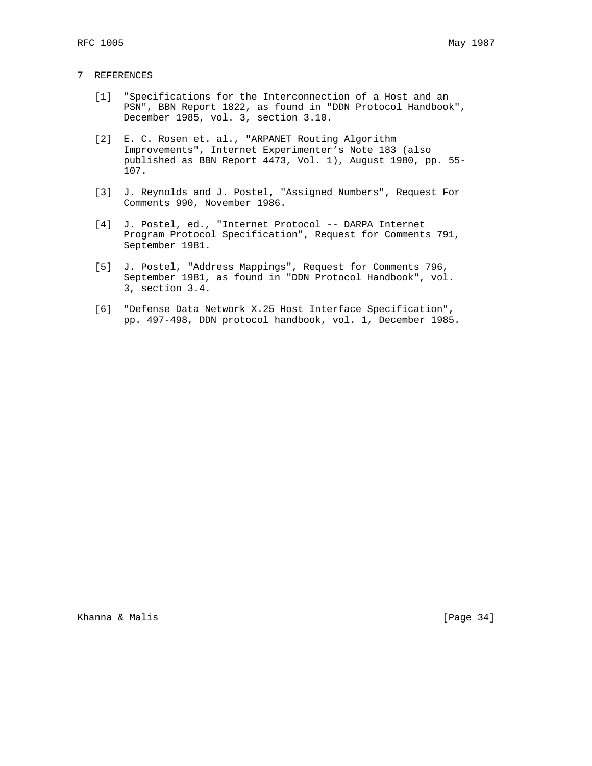## 7 REFERENCES

[1] "Specifications for the Interconnection of a Host and an PSN", BBN Report 1822, as found in "DDN Protocol Handbook", December 1985, vol. 3, section 3.10.

[2] E. C. Rosen et. al., "ARPANET Routing Algorithm Improvements", Internet Experimenter's Note 183 (also published as BBN Report 4473, Vol. 1), August 1980, pp. 55-107.

[3] J. Reynolds and J. Postel, "Assigned Numbers", Request For Comments 990, November 1986.

[4] J. Postel, ed., "Internet Protocol -- DARPA Internet Program Protocol Specification", Request for Comments 791, September 1981.

[5] J. Postel, "Address Mappings", Request for Comments 796, September 1981, as found in "DDN Protocol Handbook", vol. 3, section 3.4.

[6] "Defense Data Network X.25 Host Interface Specification", pp. 497-498, DDN protocol handbook, vol. 1, December 1985.